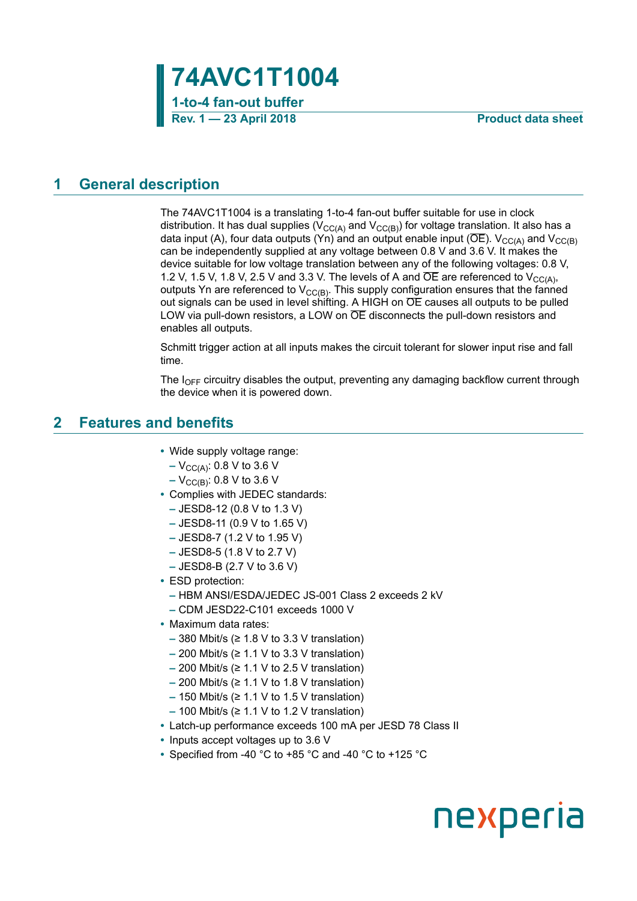# 74AVC1T1004

**1-to-4 fan-out buffer**

**Rev. 1 — 23 April 2018** **Product data sheet**

## 1 General description

The 74AVC1T1004 is a translating 1-to-4 fan-out buffer suitable for use in clock distribution. It has dual supplies ($V_{CC(A)}$ and $V_{CC(B)}$) for voltage translation. It also has a data input (A), four data outputs (Yn) and an output enable input ($\overline{OE}$). $V_{CC(A)}$ and $V_{CC(B)}$ can be independently supplied at any voltage between 0.8 V and 3.6 V. It makes the device suitable for low voltage translation between any of the following voltages: 0.8 V, 1.2 V, 1.5 V, 1.8 V, 2.5 V and 3.3 V. The levels of A and $\overline{OE}$ are referenced to $V_{CC(A)}$, outputs Yn are referenced to $V_{CC(B)}$. This supply configuration ensures that the fanned out signals can be used in level shifting. A HIGH on $\overline{OE}$ causes all outputs to be pulled LOW via pull-down resistors, a LOW on $\overline{OE}$ disconnects the pull-down resistors and enables all outputs.

Schmitt trigger action at all inputs makes the circuit tolerant for slower input rise and fall time.

The $I_{OFF}$ circuitry disables the output, preventing any damaging backflow current through the device when it is powered down.

## 2 Features and benefits

- Wide supply voltage range:
  - $V_{CC(A)}$: 0.8 V to 3.6 V
  - $V_{CC(B)}$: 0.8 V to 3.6 V
- Complies with JEDEC standards:
  - JESD8-12 (0.8 V to 1.3 V)
  - JESD8-11 (0.9 V to 1.65 V)
  - JESD8-7 (1.2 V to 1.95 V)
  - JESD8-5 (1.8 V to 2.7 V)
  - JESD8-B (2.7 V to 3.6 V)
- ESD protection:
  - HBM ANSI/ESDA/JEDEC JS-001 Class 2 exceeds 2 kV
  - CDM JESD22-C101 exceeds 1000 V
- Maximum data rates:
  - 380 Mbit/s (≥ 1.8 V to 3.3 V translation)
  - 200 Mbit/s (≥ 1.1 V to 3.3 V translation)
  - 200 Mbit/s (≥ 1.1 V to 2.5 V translation)
  - 200 Mbit/s (≥ 1.1 V to 1.8 V translation)
  - 150 Mbit/s (≥ 1.1 V to 1.5 V translation)
  - 100 Mbit/s (≥ 1.1 V to 1.2 V translation)
- Latch-up performance exceeds 100 mA per JESD 78 Class II
- Inputs accept voltages up to 3.6 V
- Specified from -40 °C to +85 °C and -40 °C to +125 °C

nexperia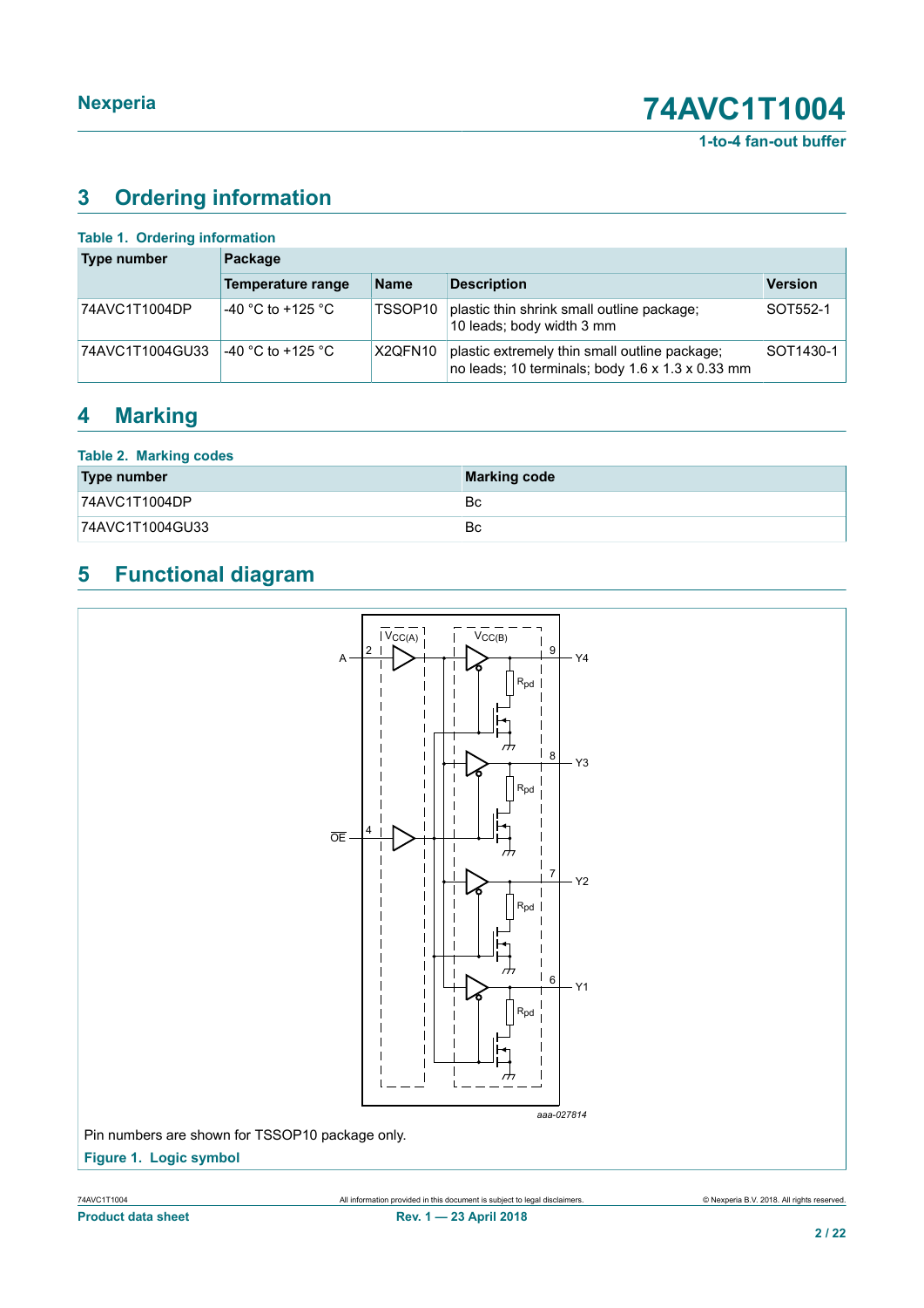## 3 Ordering information

**Table 1. Ordering information**

| Type number | Package | | | |
|---|---|---|---|---|
| | Temperature range | Name | Description | Version |
| 74AVC1T1004DP | -40 °C to +125 °C | TSSOP10 | plastic thin shrink small outline package; 10 leads; body width 3 mm | SOT552-1 |
| 74AVC1T1004GU33 | -40 °C to +125 °C | X2QFN10 | plastic extremely thin small outline package; no leads; 10 terminals; body 1.6 x 1.3 x 0.33 mm | SOT1430-1 |

## 4 Marking

**Table 2. Marking codes**

| Type number | Marking code |
|---|---|
| 74AVC1T1004DP | Bc |
| 74AVC1T1004GU33 | Bc |

## 5 Functional diagram

Pin numbers are shown for TSSOP10 package only.

**Figure 1. Logic symbol**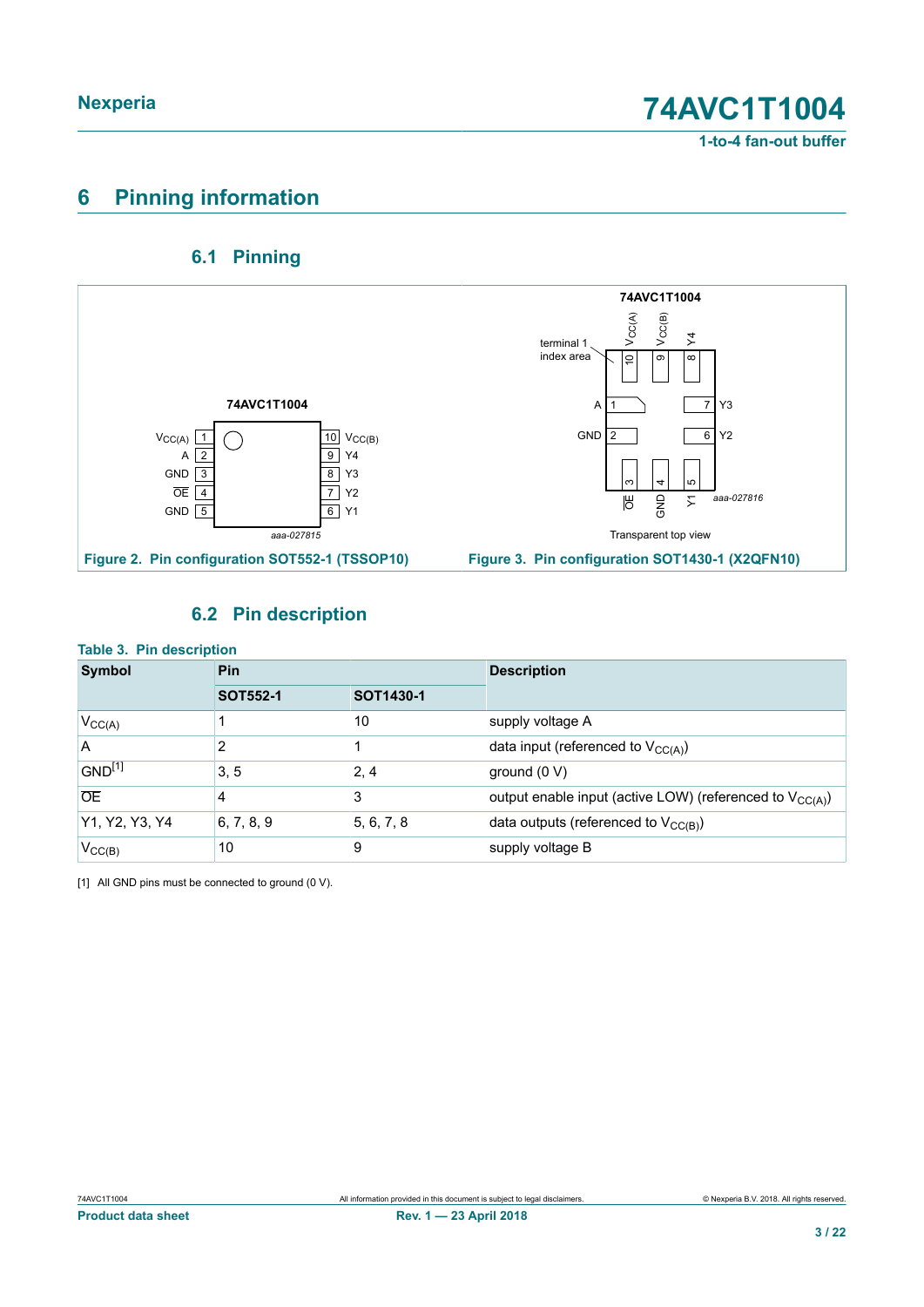# 6 Pinning information

## 6.1 Pinning

Figure 2. Pin configuration SOT552-1 (TSSOP10)

Figure 3. Pin configuration SOT1430-1 (X2QFN10)

## 6.2 Pin description

**Table 3. Pin description**

| Symbol | Pin | | Description |
|---|---|---|---|
| | SOT552-1 | SOT1430-1 | |
| $V_{CC(A)}$ | 1 | 10 | supply voltage A |
| A | 2 | 1 | data input (referenced to $V_{CC(A)}$) |
| GND[1] | 3, 5 | 2, 4 | ground (0 V) |
| $\overline{OE}$ | 4 | 3 | output enable input (active LOW) (referenced to $V_{CC(A)}$) |
| Y1, Y2, Y3, Y4 | 6, 7, 8, 9 | 5, 6, 7, 8 | data outputs (referenced to $V_{CC(B)}$) |
| $V_{CC(B)}$ | 10 | 9 | supply voltage B |

[1] All GND pins must be connected to ground (0 V).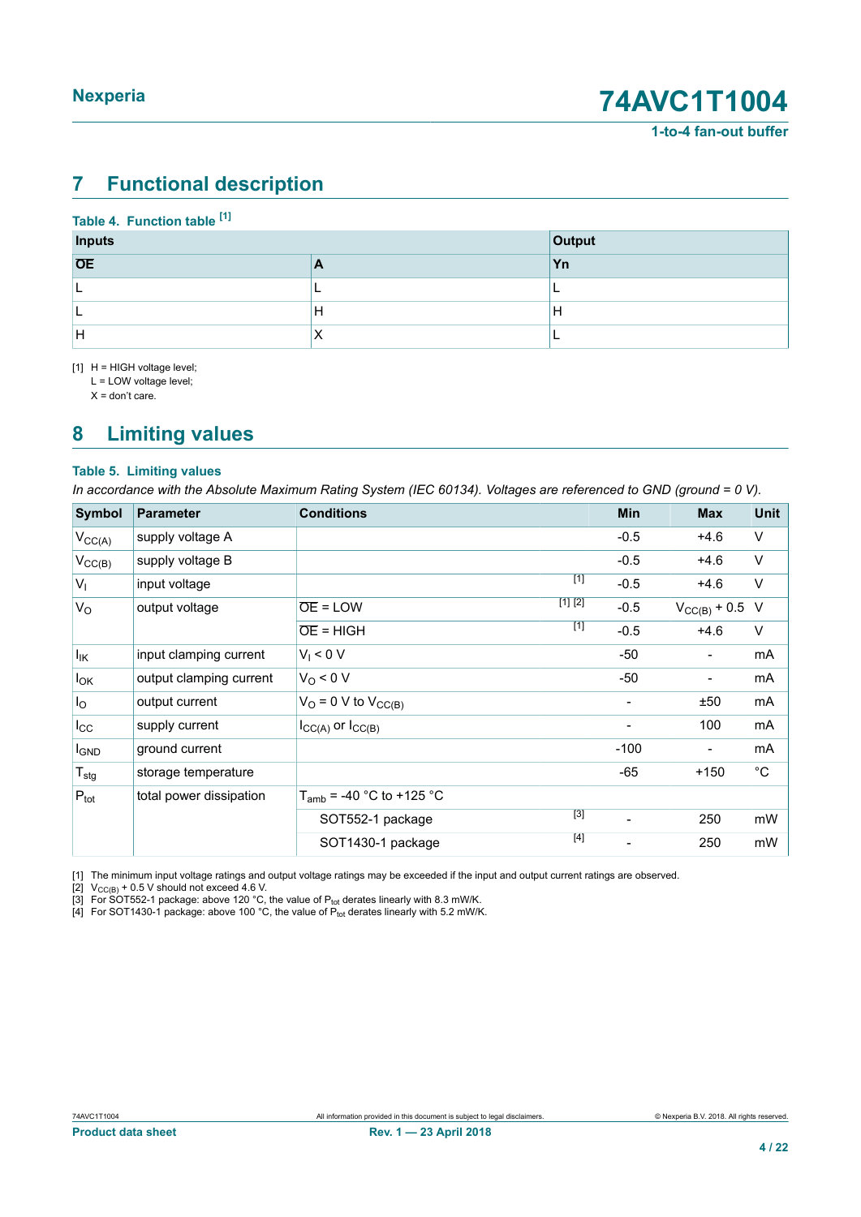## 7 Functional description

**Table 4. Function table [1]**

| Inputs | | Output |
|---|---|---|
| $\overline{OE}$ | A | Yn |
| L | L | L |
| L | H | H |
| H | X | L |

[1] H = HIGH voltage level;
L = LOW voltage level;
X = don't care.

## 8 Limiting values

**Table 5. Limiting values**

*In accordance with the Absolute Maximum Rating System (IEC 60134). Voltages are referenced to GND (ground = 0 V).*

| Symbol | Parameter | Conditions | | Min | Max | Unit |
|---|---|---|---|---|---|---|
| $V_{CC(A)}$ | supply voltage A | | | -0.5 | +4.6 | V |
| $V_{CC(B)}$ | supply voltage B | | | -0.5 | +4.6 | V |
| $V_I$ | input voltage | | [1] | -0.5 | +4.6 | V |
| $V_O$ | output voltage | $\overline{OE}$ = LOW | [1] [2] | -0.5 | $V_{CC(B)} + 0.5$ | V |
| | | $\overline{OE}$ = HIGH | [1] | -0.5 | +4.6 | V |
| $I_{IK}$ | input clamping current | $V_I < 0$ V | | -50 | - | mA |
| $I_{OK}$ | output clamping current | $V_O < 0$ V | | -50 | - | mA |
| $I_O$ | output current | $V_O = 0$ V to $V_{CC(B)}$ | | - | ±50 | mA |
| $I_{CC}$ | supply current | $I_{CC(A)}$ or $I_{CC(B)}$ | | - | 100 | mA |
| $I_{GND}$ | ground current | | | -100 | - | mA |
| $T_{stg}$ | storage temperature | | | -65 | +150 | °C |
| $P_{tot}$ | total power dissipation | $T_{amb}$ = -40 °C to +125 °C | | | | |
| | | SOT552-1 package | [3] | - | 250 | mW |
| | | SOT1430-1 package | [4] | - | 250 | mW |

[1] The minimum input voltage ratings and output voltage ratings may be exceeded if the input and output current ratings are observed.
[2] $V_{CC(B)} + 0.5$ V should not exceed 4.6 V.
[3] For SOT552-1 package: above 120 °C, the value of $P_{tot}$ derates linearly with 8.3 mW/K.
[4] For SOT1430-1 package: above 100 °C, the value of $P_{tot}$ derates linearly with 5.2 mW/K.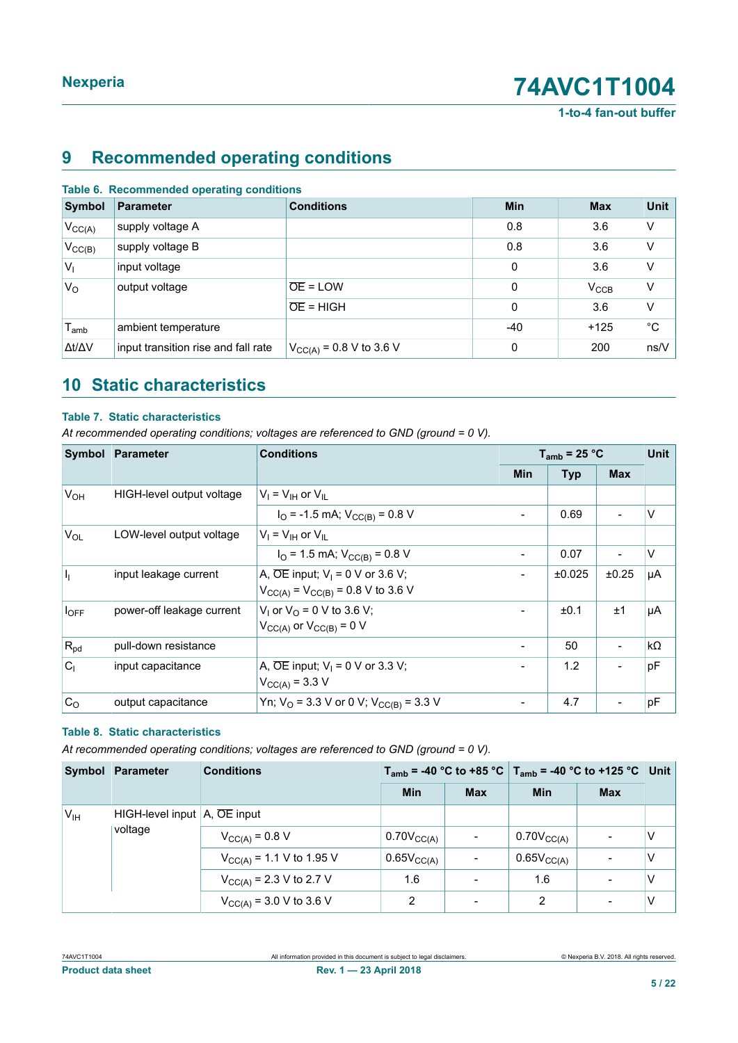## 9 Recommended operating conditions

**Table 6. Recommended operating conditions**

| Symbol | Parameter | Conditions | Min | Max | Unit |
|---|---|---|---|---|---|
| $V_{CC(A)}$ | supply voltage A | | 0.8 | 3.6 | V |
| $V_{CC(B)}$ | supply voltage B | | 0.8 | 3.6 | V |
| $V_I$ | input voltage | | 0 | 3.6 | V |
| $V_O$ | output voltage | $\overline{OE}$ = LOW | 0 | $V_{CCB}$ | V |
| | | $\overline{OE}$ = HIGH | 0 | 3.6 | V |
| $T_{amb}$ | ambient temperature | | -40 | +125 | °C |
| Δt/ΔV | input transition rise and fall rate | $V_{CC(A)}$ = 0.8 V to 3.6 V | 0 | 200 | ns/V |

## 10 Static characteristics

**Table 7. Static characteristics**

*At recommended operating conditions; voltages are referenced to GND (ground = 0 V).*

| Symbol | Parameter | Conditions | $T_{amb}$ = 25 °C | | | Unit |
|---|---|---|---|---|---|---|
| | | | Min | Typ | Max | |
| $V_{OH}$ | HIGH-level output voltage | $V_I = V_{IH}$ or $V_{IL}$ | | | | |
| | | $I_O$ = -1.5 mA; $V_{CC(B)}$ = 0.8 V | - | 0.69 | - | V |
| $V_{OL}$ | LOW-level output voltage | $V_I = V_{IH}$ or $V_{IL}$ | | | | |
| | | $I_O$ = 1.5 mA; $V_{CC(B)}$ = 0.8 V | - | 0.07 | - | V |
| $I_I$ | input leakage current | A, $\overline{OE}$ input; $V_I$ = 0 V or 3.6 V; $V_{CC(A)} = V_{CC(B)}$ = 0.8 V to 3.6 V | - | ±0.025 | ±0.25 | μA |
| $I_{OFF}$ | power-off leakage current | $V_I$ or $V_O$ = 0 V to 3.6 V; $V_{CC(A)}$ or $V_{CC(B)}$ = 0 V | - | ±0.1 | ±1 | μA |
| $R_{pd}$ | pull-down resistance | | - | 50 | - | kΩ |
| $C_I$ | input capacitance | A, $\overline{OE}$ input; $V_I$ = 0 V or 3.3 V; $V_{CC(A)}$ = 3.3 V | - | 1.2 | - | pF |
| $C_O$ | output capacitance | Yn; $V_O$ = 3.3 V or 0 V; $V_{CC(B)}$ = 3.3 V | - | 4.7 | - | pF |

**Table 8. Static characteristics**

*At recommended operating conditions; voltages are referenced to GND (ground = 0 V).*

| Symbol | Parameter | Conditions | $T_{amb}$ = -40 °C to +85 °C | | $T_{amb}$ = -40 °C to +125 °C | | Unit |
|---|---|---|---|---|---|---|---|
| | | | Min | Max | Min | Max | |
| $V_{IH}$ | HIGH-level input voltage | A, $\overline{OE}$ input | | | | | |
| | | $V_{CC(A)}$ = 0.8 V | $0.70V_{CC(A)}$ | - | $0.70V_{CC(A)}$ | - | V |
| | | $V_{CC(A)}$ = 1.1 V to 1.95 V | $0.65V_{CC(A)}$ | - | $0.65V_{CC(A)}$ | - | V |
| | | $V_{CC(A)}$ = 2.3 V to 2.7 V | 1.6 | - | 1.6 | - | V |
| | | $V_{CC(A)}$ = 3.0 V to 3.6 V | 2 | - | 2 | - | V |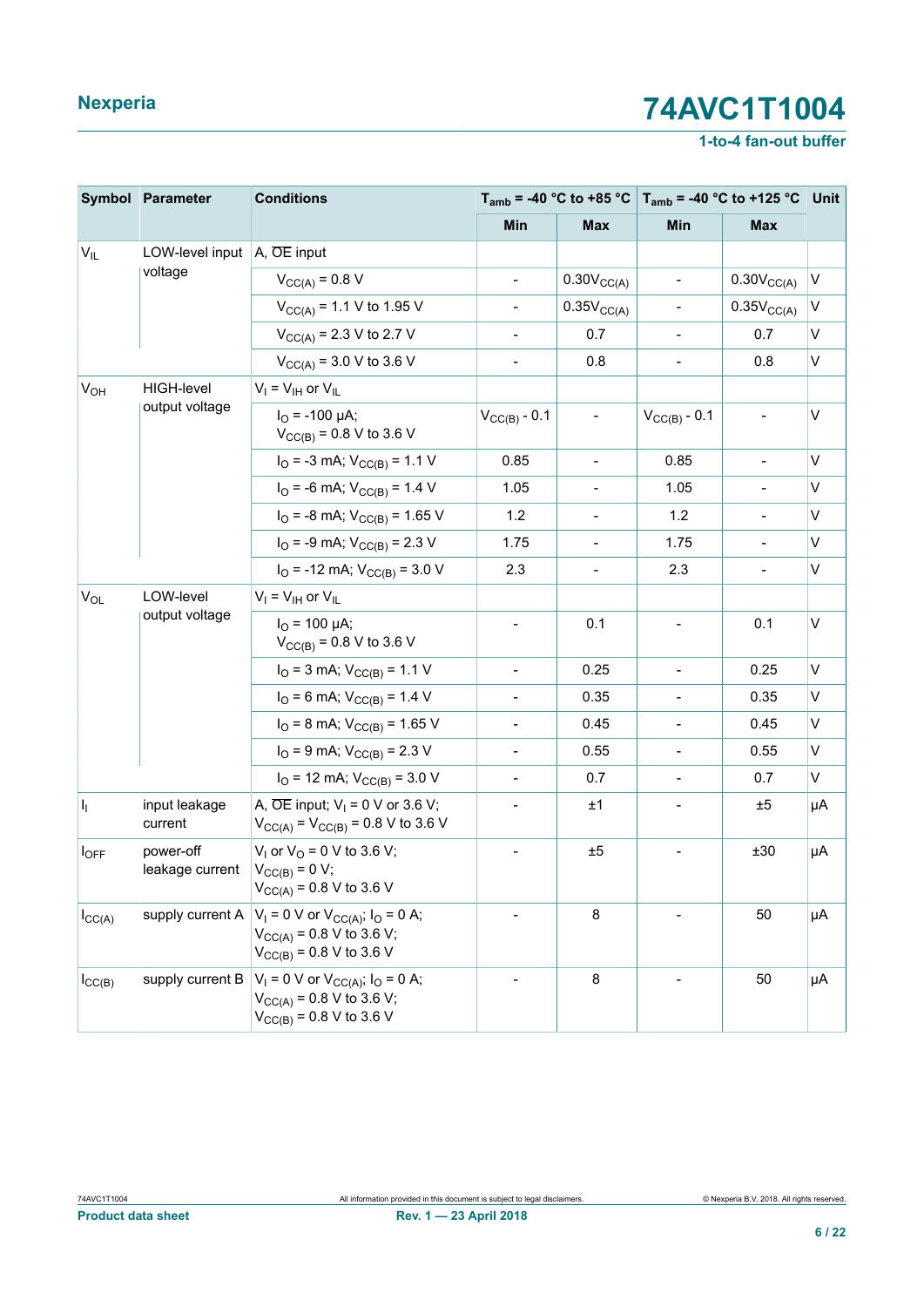| Symbol | Parameter | Conditions | $T_{amb}$ = -40 °C to +85 °C | | $T_{amb}$ = -40 °C to +125 °C | | Unit |
|---|---|---|---|---|---|---|---|
| | | | Min | Max | Min | Max | |
| $V_{IL}$ | LOW-level input voltage | A, $\overline{OE}$ input | | | | | |
| | | $V_{CC(A)}$ = 0.8 V | - | $0.30V_{CC(A)}$ | - | $0.30V_{CC(A)}$ | V |
| | | $V_{CC(A)}$ = 1.1 V to 1.95 V | - | $0.35V_{CC(A)}$ | - | $0.35V_{CC(A)}$ | V |
| | | $V_{CC(A)}$ = 2.3 V to 2.7 V | - | 0.7 | - | 0.7 | V |
| | | $V_{CC(A)}$ = 3.0 V to 3.6 V | - | 0.8 | - | 0.8 | V |
| $V_{OH}$ | HIGH-level output voltage | $V_I = V_{IH}$ or $V_{IL}$ | | | | | |
| | | $I_O$ = -100 µA; $V_{CC(B)}$ = 0.8 V to 3.6 V | $V_{CC(B)}$ - 0.1 | - | $V_{CC(B)}$ - 0.1 | - | V |
| | | $I_O$ = -3 mA; $V_{CC(B)}$ = 1.1 V | 0.85 | - | 0.85 | - | V |
| | | $I_O$ = -6 mA; $V_{CC(B)}$ = 1.4 V | 1.05 | - | 1.05 | - | V |
| | | $I_O$ = -8 mA; $V_{CC(B)}$ = 1.65 V | 1.2 | - | 1.2 | - | V |
| | | $I_O$ = -9 mA; $V_{CC(B)}$ = 2.3 V | 1.75 | - | 1.75 | - | V |
| | | $I_O$ = -12 mA; $V_{CC(B)}$ = 3.0 V | 2.3 | - | 2.3 | - | V |
| $V_{OL}$ | LOW-level output voltage | $V_I = V_{IH}$ or $V_{IL}$ | | | | | |
| | | $I_O$ = 100 µA; $V_{CC(B)}$ = 0.8 V to 3.6 V | - | 0.1 | - | 0.1 | V |
| | | $I_O$ = 3 mA; $V_{CC(B)}$ = 1.1 V | - | 0.25 | - | 0.25 | V |
| | | $I_O$ = 6 mA; $V_{CC(B)}$ = 1.4 V | - | 0.35 | - | 0.35 | V |
| | | $I_O$ = 8 mA; $V_{CC(B)}$ = 1.65 V | - | 0.45 | - | 0.45 | V |
| | | $I_O$ = 9 mA; $V_{CC(B)}$ = 2.3 V | - | 0.55 | - | 0.55 | V |
| | | $I_O$ = 12 mA; $V_{CC(B)}$ = 3.0 V | - | 0.7 | - | 0.7 | V |
| $I_I$ | input leakage current | A, $\overline{OE}$ input; $V_I$ = 0 V or 3.6 V; $V_{CC(A)} = V_{CC(B)}$ = 0.8 V to 3.6 V | - | ±1 | - | ±5 | µA |
| $I_{OFF}$ | power-off leakage current | $V_I$ or $V_O$ = 0 V to 3.6 V; $V_{CC(B)}$ = 0 V; $V_{CC(A)}$ = 0.8 V to 3.6 V | - | ±5 | - | ±30 | µA |
| $I_{CC(A)}$ | supply current A | $V_I$ = 0 V or $V_{CC(A)}$; $I_O$ = 0 A; $V_{CC(A)}$ = 0.8 V to 3.6 V; $V_{CC(B)}$ = 0.8 V to 3.6 V | - | 8 | - | 50 | µA |
| $I_{CC(B)}$ | supply current B | $V_I$ = 0 V or $V_{CC(A)}$; $I_O$ = 0 A; $V_{CC(A)}$ = 0.8 V to 3.6 V; $V_{CC(B)}$ = 0.8 V to 3.6 V | - | 8 | - | 50 | µA |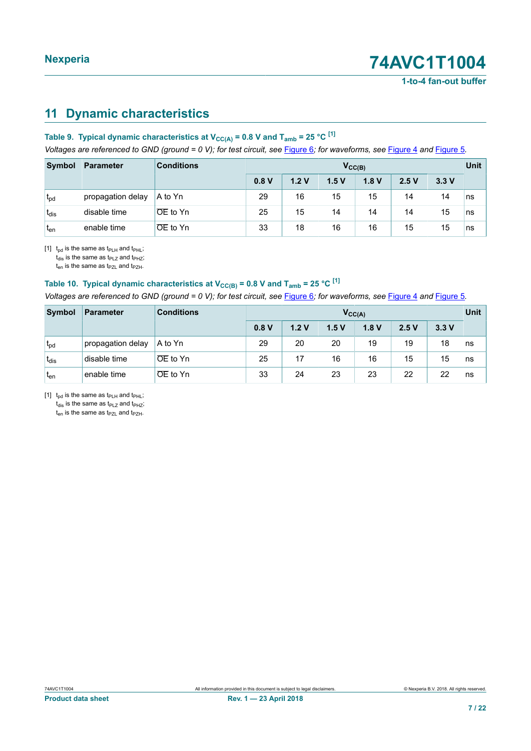## 11 Dynamic characteristics

**Table 9. Typical dynamic characteristics at $V_{CC(A)}$ = 0.8 V and $T_{amb}$ = 25 °C [1]**

*Voltages are referenced to GND (ground = 0 V); for test circuit, see Figure 6; for waveforms, see Figure 4 and Figure 5.*

| Symbol | Parameter | Conditions | $V_{CC(B)}$ | | | | | | Unit |
|---|---|---|---|---|---|---|---|---|---|
| | | | 0.8 V | 1.2 V | 1.5 V | 1.8 V | 2.5 V | 3.3 V | |
| $t_{pd}$ | propagation delay | A to Yn | 29 | 16 | 15 | 15 | 14 | 14 | ns |
| $t_{dis}$ | disable time | $\overline{OE}$ to Yn | 25 | 15 | 14 | 14 | 14 | 15 | ns |
| $t_{en}$ | enable time | $\overline{OE}$ to Yn | 33 | 18 | 16 | 16 | 15 | 15 | ns |

[1] $t_{pd}$ is the same as $t_{PLH}$ and $t_{PHL}$;
$t_{dis}$ is the same as $t_{PLZ}$ and $t_{PHZ}$;
$t_{en}$ is the same as $t_{PZL}$ and $t_{PZH}$.

**Table 10. Typical dynamic characteristics at $V_{CC(B)}$ = 0.8 V and $T_{amb}$ = 25 °C [1]**

*Voltages are referenced to GND (ground = 0 V); for test circuit, see Figure 6; for waveforms, see Figure 4 and Figure 5.*

| Symbol | Parameter | Conditions | $V_{CC(A)}$ | | | | | | Unit |
|---|---|---|---|---|---|---|---|---|---|
| | | | 0.8 V | 1.2 V | 1.5 V | 1.8 V | 2.5 V | 3.3 V | |
| $t_{pd}$ | propagation delay | A to Yn | 29 | 20 | 20 | 19 | 19 | 18 | ns |
| $t_{dis}$ | disable time | $\overline{OE}$ to Yn | 25 | 17 | 16 | 16 | 15 | 15 | ns |
| $t_{en}$ | enable time | $\overline{OE}$ to Yn | 33 | 24 | 23 | 23 | 22 | 22 | ns |

[1] $t_{pd}$ is the same as $t_{PLH}$ and $t_{PHL}$;
$t_{dis}$ is the same as $t_{PLZ}$ and $t_{PHZ}$;
$t_{en}$ is the same as $t_{PZL}$ and $t_{PZH}$.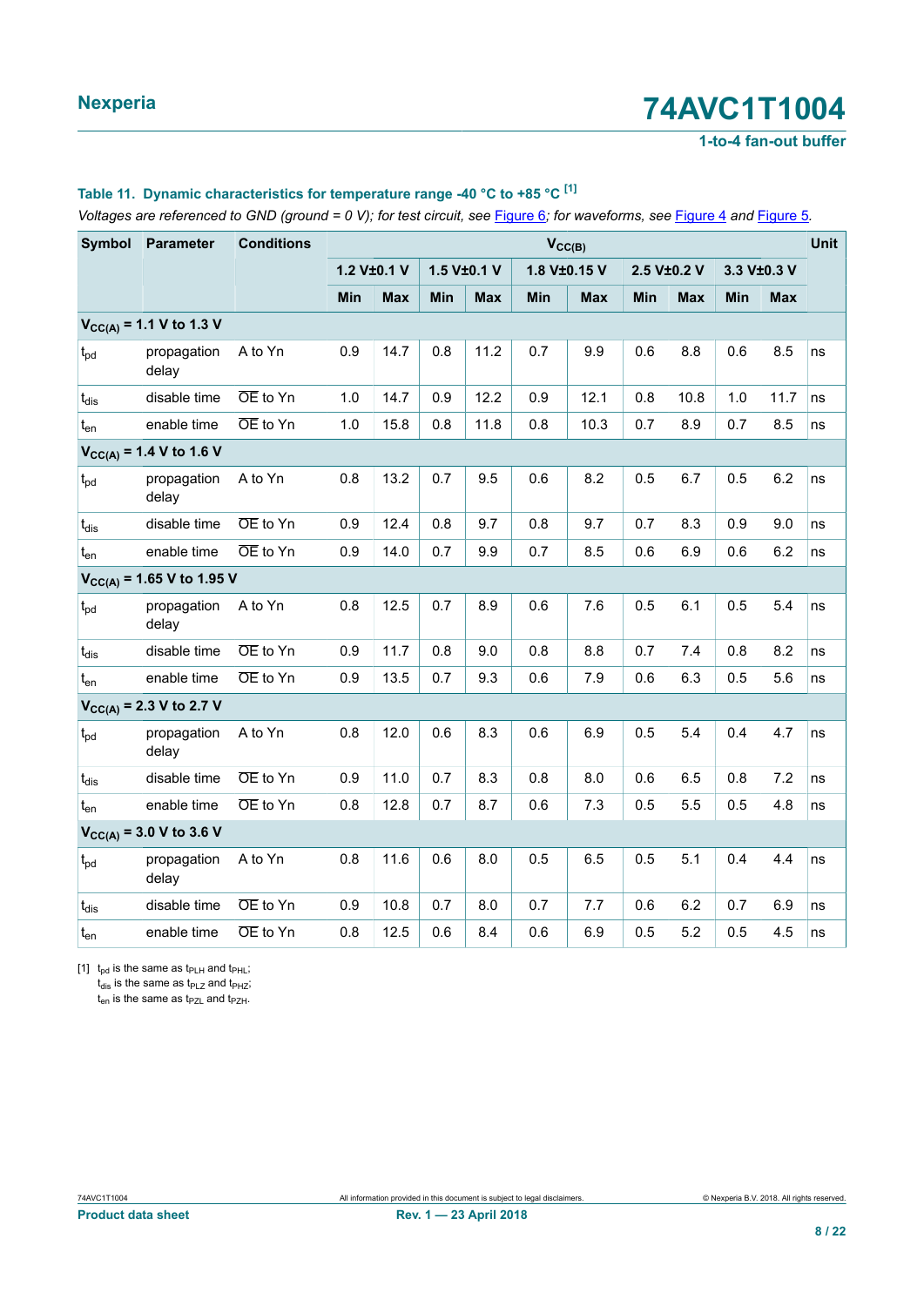**Table 11. Dynamic characteristics for temperature range -40 °C to +85 °C [1]**

*Voltages are referenced to GND (ground = 0 V); for test circuit, see Figure 6; for waveforms, see Figure 4 and Figure 5.*

| Symbol | Parameter | Conditions | $V_{CC(B)}$ | | | | | | | | | | Unit |
|---|---|---|---|---|---|---|---|---|---|---|---|---|---|
| | | | 1.2 V±0.1 V | | 1.5 V±0.1 V | | 1.8 V±0.15 V | | 2.5 V±0.2 V | | 3.3 V±0.3 V | | |
| | | | Min | Max | Min | Max | Min | Max | Min | Max | Min | Max | |
| **$V_{CC(A)}$ = 1.1 V to 1.3 V** | | | | | | | | | | | | | |
| $t_{pd}$ | propagation delay | A to Yn | 0.9 | 14.7 | 0.8 | 11.2 | 0.7 | 9.9 | 0.6 | 8.8 | 0.6 | 8.5 | ns |
| $t_{dis}$ | disable time | $\overline{OE}$ to Yn | 1.0 | 14.7 | 0.9 | 12.2 | 0.9 | 12.1 | 0.8 | 10.8 | 1.0 | 11.7 | ns |
| $t_{en}$ | enable time | $\overline{OE}$ to Yn | 1.0 | 15.8 | 0.8 | 11.8 | 0.8 | 10.3 | 0.7 | 8.9 | 0.7 | 8.5 | ns |
| **$V_{CC(A)}$ = 1.4 V to 1.6 V** | | | | | | | | | | | | | |
| $t_{pd}$ | propagation delay | A to Yn | 0.8 | 13.2 | 0.7 | 9.5 | 0.6 | 8.2 | 0.5 | 6.7 | 0.5 | 6.2 | ns |
| $t_{dis}$ | disable time | $\overline{OE}$ to Yn | 0.9 | 12.4 | 0.8 | 9.7 | 0.8 | 9.7 | 0.7 | 8.3 | 0.9 | 9.0 | ns |
| $t_{en}$ | enable time | $\overline{OE}$ to Yn | 0.9 | 14.0 | 0.7 | 9.9 | 0.7 | 8.5 | 0.6 | 6.9 | 0.6 | 6.2 | ns |
| **$V_{CC(A)}$ = 1.65 V to 1.95 V** | | | | | | | | | | | | | |
| $t_{pd}$ | propagation delay | A to Yn | 0.8 | 12.5 | 0.7 | 8.9 | 0.6 | 7.6 | 0.5 | 6.1 | 0.5 | 5.4 | ns |
| $t_{dis}$ | disable time | $\overline{OE}$ to Yn | 0.9 | 11.7 | 0.8 | 9.0 | 0.8 | 8.8 | 0.7 | 7.4 | 0.8 | 8.2 | ns |
| $t_{en}$ | enable time | $\overline{OE}$ to Yn | 0.9 | 13.5 | 0.7 | 9.3 | 0.6 | 7.9 | 0.6 | 6.3 | 0.5 | 5.6 | ns |
| **$V_{CC(A)}$ = 2.3 V to 2.7 V** | | | | | | | | | | | | | |
| $t_{pd}$ | propagation delay | A to Yn | 0.8 | 12.0 | 0.6 | 8.3 | 0.6 | 6.9 | 0.5 | 5.4 | 0.4 | 4.7 | ns |
| $t_{dis}$ | disable time | $\overline{OE}$ to Yn | 0.9 | 11.0 | 0.7 | 8.3 | 0.8 | 8.0 | 0.6 | 6.5 | 0.8 | 7.2 | ns |
| $t_{en}$ | enable time | $\overline{OE}$ to Yn | 0.8 | 12.8 | 0.7 | 8.7 | 0.6 | 7.3 | 0.5 | 5.5 | 0.5 | 4.8 | ns |
| **$V_{CC(A)}$ = 3.0 V to 3.6 V** | | | | | | | | | | | | | |
| $t_{pd}$ | propagation delay | A to Yn | 0.8 | 11.6 | 0.6 | 8.0 | 0.5 | 6.5 | 0.5 | 5.1 | 0.4 | 4.4 | ns |
| $t_{dis}$ | disable time | $\overline{OE}$ to Yn | 0.9 | 10.8 | 0.7 | 8.0 | 0.7 | 7.7 | 0.6 | 6.2 | 0.7 | 6.9 | ns |
| $t_{en}$ | enable time | $\overline{OE}$ to Yn | 0.8 | 12.5 | 0.6 | 8.4 | 0.6 | 6.9 | 0.5 | 5.2 | 0.5 | 4.5 | ns |

[1] $t_{pd}$ is the same as $t_{PLH}$ and $t_{PHL}$;
$t_{dis}$ is the same as $t_{PLZ}$ and $t_{PHZ}$;
$t_{en}$ is the same as $t_{PZL}$ and $t_{PZH}$.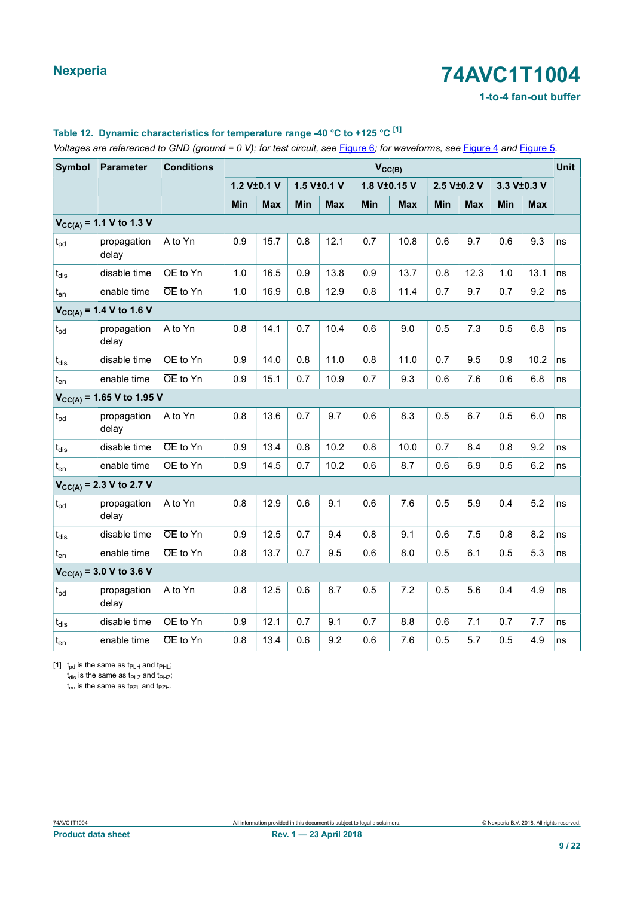### Table 12. Dynamic characteristics for temperature range -40 °C to +125 °C [1]

*Voltages are referenced to GND (ground = 0 V); for test circuit, see Figure 6; for waveforms, see Figure 4 and Figure 5.*

| Symbol | Parameter | Conditions | $V_{CC(B)}$ | | | | | | | | | | Unit |
|---|---|---|---|---|---|---|---|---|---|---|---|---|---|
| | | | 1.2 V±0.1 V | | 1.5 V±0.1 V | | 1.8 V±0.15 V | | 2.5 V±0.2 V | | 3.3 V±0.3 V | | |
| | | | Min | Max | Min | Max | Min | Max | Min | Max | Min | Max | |
| **$V_{CC(A)}$ = 1.1 V to 1.3 V** | | | | | | | | | | | | | |
| $t_{pd}$ | propagation delay | A to Yn | 0.9 | 15.7 | 0.8 | 12.1 | 0.7 | 10.8 | 0.6 | 9.7 | 0.6 | 9.3 | ns |
| $t_{dis}$ | disable time | $\overline{OE}$ to Yn | 1.0 | 16.5 | 0.9 | 13.8 | 0.9 | 13.7 | 0.8 | 12.3 | 1.0 | 13.1 | ns |
| $t_{en}$ | enable time | $\overline{OE}$ to Yn | 1.0 | 16.9 | 0.8 | 12.9 | 0.8 | 11.4 | 0.7 | 9.7 | 0.7 | 9.2 | ns |
| **$V_{CC(A)}$ = 1.4 V to 1.6 V** | | | | | | | | | | | | | |
| $t_{pd}$ | propagation delay | A to Yn | 0.8 | 14.1 | 0.7 | 10.4 | 0.6 | 9.0 | 0.5 | 7.3 | 0.5 | 6.8 | ns |
| $t_{dis}$ | disable time | $\overline{OE}$ to Yn | 0.9 | 14.0 | 0.8 | 11.0 | 0.8 | 11.0 | 0.7 | 9.5 | 0.9 | 10.2 | ns |
| $t_{en}$ | enable time | $\overline{OE}$ to Yn | 0.9 | 15.1 | 0.7 | 10.9 | 0.7 | 9.3 | 0.6 | 7.6 | 0.6 | 6.8 | ns |
| **$V_{CC(A)}$ = 1.65 V to 1.95 V** | | | | | | | | | | | | | |
| $t_{pd}$ | propagation delay | A to Yn | 0.8 | 13.6 | 0.7 | 9.7 | 0.6 | 8.3 | 0.5 | 6.7 | 0.5 | 6.0 | ns |
| $t_{dis}$ | disable time | $\overline{OE}$ to Yn | 0.9 | 13.4 | 0.8 | 10.2 | 0.8 | 10.0 | 0.7 | 8.4 | 0.8 | 9.2 | ns |
| $t_{en}$ | enable time | $\overline{OE}$ to Yn | 0.9 | 14.5 | 0.7 | 10.2 | 0.6 | 8.7 | 0.6 | 6.9 | 0.5 | 6.2 | ns |
| **$V_{CC(A)}$ = 2.3 V to 2.7 V** | | | | | | | | | | | | | |
| $t_{pd}$ | propagation delay | A to Yn | 0.8 | 12.9 | 0.6 | 9.1 | 0.6 | 7.6 | 0.5 | 5.9 | 0.4 | 5.2 | ns |
| $t_{dis}$ | disable time | $\overline{OE}$ to Yn | 0.9 | 12.5 | 0.7 | 9.4 | 0.8 | 9.1 | 0.6 | 7.5 | 0.8 | 8.2 | ns |
| $t_{en}$ | enable time | $\overline{OE}$ to Yn | 0.8 | 13.7 | 0.7 | 9.5 | 0.6 | 8.0 | 0.5 | 6.1 | 0.5 | 5.3 | ns |
| **$V_{CC(A)}$ = 3.0 V to 3.6 V** | | | | | | | | | | | | | |
| $t_{pd}$ | propagation delay | A to Yn | 0.8 | 12.5 | 0.6 | 8.7 | 0.5 | 7.2 | 0.5 | 5.6 | 0.4 | 4.9 | ns |
| $t_{dis}$ | disable time | $\overline{OE}$ to Yn | 0.9 | 12.1 | 0.7 | 9.1 | 0.7 | 8.8 | 0.6 | 7.1 | 0.7 | 7.7 | ns |
| $t_{en}$ | enable time | $\overline{OE}$ to Yn | 0.8 | 13.4 | 0.6 | 9.2 | 0.6 | 7.6 | 0.5 | 5.7 | 0.5 | 4.9 | ns |

[1] $t_{pd}$ is the same as $t_{PLH}$ and $t_{PHL}$;
$t_{dis}$ is the same as $t_{PLZ}$ and $t_{PHZ}$;
$t_{en}$ is the same as $t_{PZL}$ and $t_{PZH}$.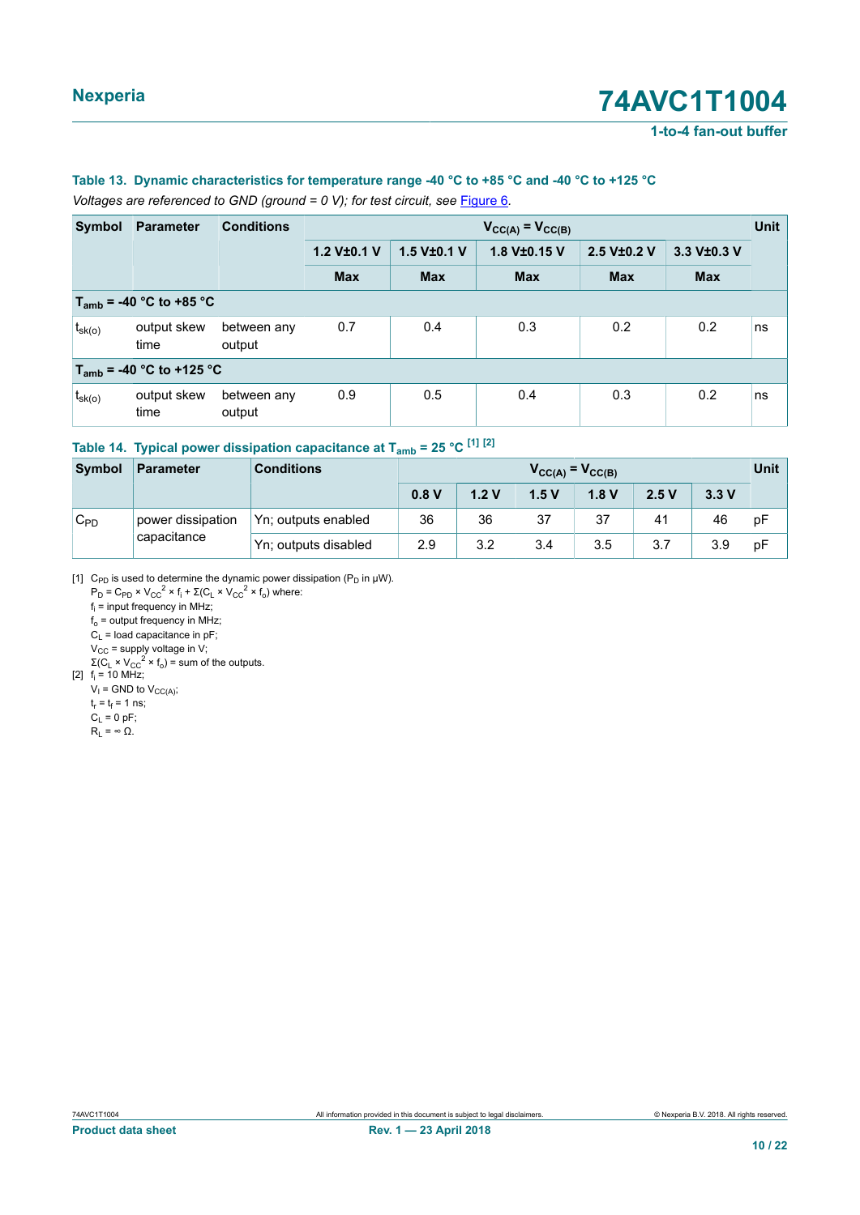**Table 13. Dynamic characteristics for temperature range -40 °C to +85 °C and -40 °C to +125 °C**

*Voltages are referenced to GND (ground = 0 V); for test circuit, see Figure 6.*

| Symbol | Parameter | Conditions | $V_{CC(A)} = V_{CC(B)}$ | | | | | Unit |
|---|---|---|---|---|---|---|---|---|
| | | | 1.2 V±0.1 V | 1.5 V±0.1 V | 1.8 V±0.15 V | 2.5 V±0.2 V | 3.3 V±0.3 V | |
| | | | Max | Max | Max | Max | Max | |
| **$T_{amb}$ = -40 °C to +85 °C** | | | | | | | | |
| $t_{sk(o)}$ | output skew time | between any output | 0.7 | 0.4 | 0.3 | 0.2 | 0.2 | ns |
| **$T_{amb}$ = -40 °C to +125 °C** | | | | | | | | |
| $t_{sk(o)}$ | output skew time | between any output | 0.9 | 0.5 | 0.4 | 0.3 | 0.2 | ns |

**Table 14. Typical power dissipation capacitance at $T_{amb}$ = 25 °C [1] [2]**

| Symbol | Parameter | Conditions | $V_{CC(A)} = V_{CC(B)}$ | | | | | | Unit |
|---|---|---|---|---|---|---|---|---|---|
| | | | 0.8 V | 1.2 V | 1.5 V | 1.8 V | 2.5 V | 3.3 V | |
| $C_{PD}$ | power dissipation capacitance | Yn; outputs enabled | 36 | 36 | 37 | 37 | 41 | 46 | pF |
| | | Yn; outputs disabled | 2.9 | 3.2 | 3.4 | 3.5 | 3.7 | 3.9 | pF |

[1] $C_{PD}$ is used to determine the dynamic power dissipation ($P_D$ in μW).

$P_D = C_{PD} \times V_{CC}^2 \times f_i + \Sigma(C_L \times V_{CC}^2 \times f_o)$ where:

$f_i$ = input frequency in MHz;

$f_o$ = output frequency in MHz;

$C_L$ = load capacitance in pF;

$V_{CC}$ = supply voltage in V;

$\Sigma(C_L \times V_{CC}^2 \times f_o)$ = sum of the outputs.

[2] $f_i$ = 10 MHz;

$V_I$ = GND to $V_{CC(A)}$;

$t_r = t_f$ = 1 ns;

$C_L$ = 0 pF;

$R_L = \infty\ \Omega$.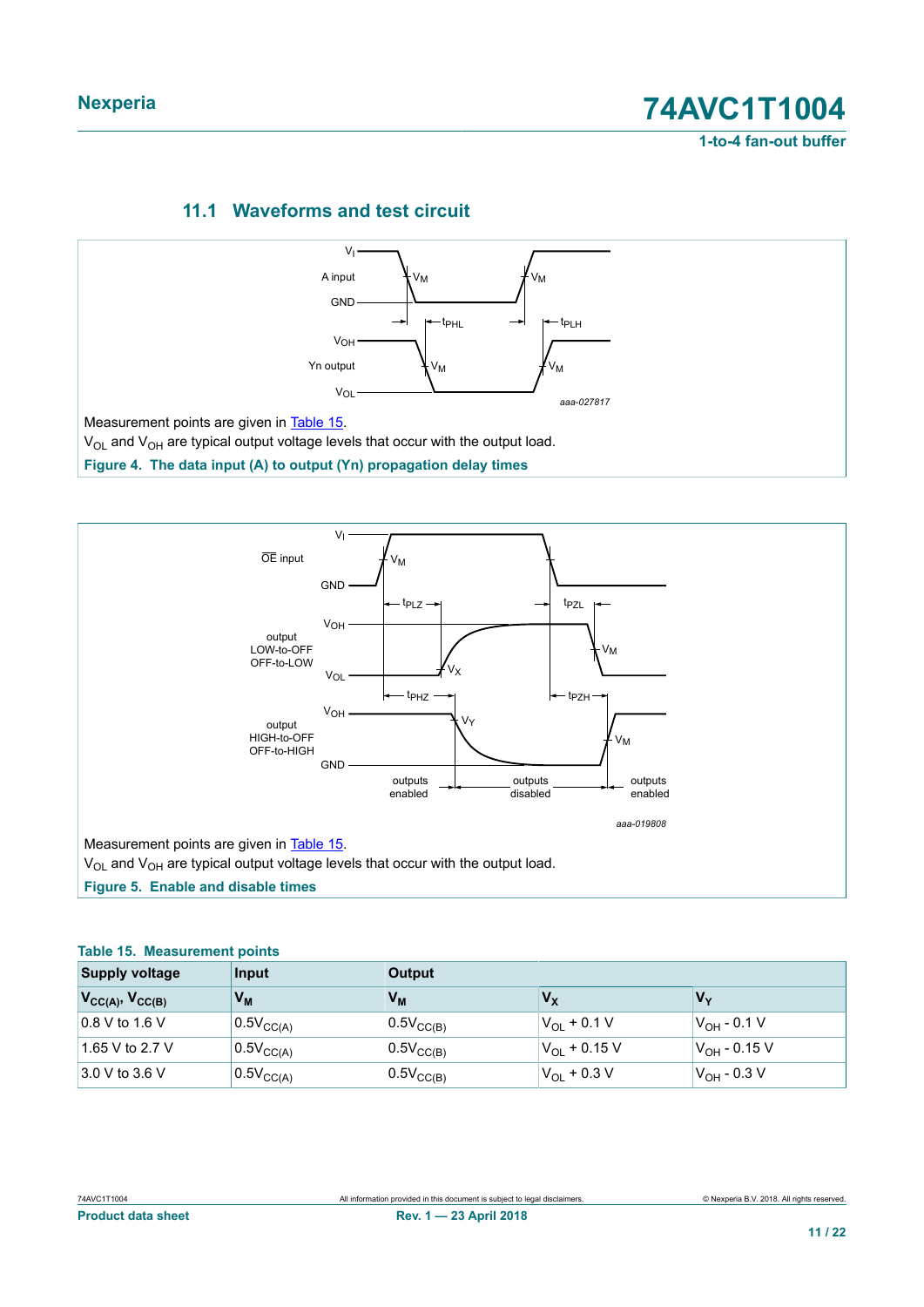## 11.1 Waveforms and test circuit

Measurement points are given in Table 15.

$V_{OL}$ and $V_{OH}$ are typical output voltage levels that occur with the output load.

**Figure 4. The data input (A) to output (Yn) propagation delay times**

Measurement points are given in Table 15.

$V_{OL}$ and $V_{OH}$ are typical output voltage levels that occur with the output load.

**Figure 5. Enable and disable times**

**Table 15. Measurement points**

| Supply voltage | Input | Output | | |
|---|---|---|---|---|
| $V_{CC(A)}$, $V_{CC(B)}$ | $V_M$ | $V_M$ | $V_X$ | $V_Y$ |
| 0.8 V to 1.6 V | $0.5V_{CC(A)}$ | $0.5V_{CC(B)}$ | $V_{OL}$ + 0.1 V | $V_{OH}$ - 0.1 V |
| 1.65 V to 2.7 V | $0.5V_{CC(A)}$ | $0.5V_{CC(B)}$ | $V_{OL}$ + 0.15 V | $V_{OH}$ - 0.15 V |
| 3.0 V to 3.6 V | $0.5V_{CC(A)}$ | $0.5V_{CC(B)}$ | $V_{OL}$ + 0.3 V | $V_{OH}$ - 0.3 V |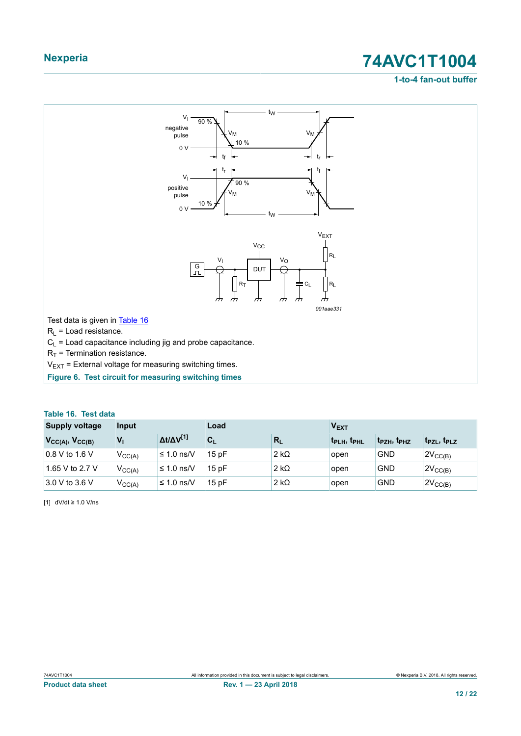Test data is given in Table 16

$R_L$ = Load resistance.

$C_L$ = Load capacitance including jig and probe capacitance.

$R_T$ = Termination resistance.

$V_{EXT}$ = External voltage for measuring switching times.

**Figure 6. Test circuit for measuring switching times**

**Table 16. Test data**

| Supply voltage | Input | | Load | | $V_{EXT}$ | | |
|---|---|---|---|---|---|---|---|
| $V_{CC(A)}$, $V_{CC(B)}$ | $V_I$ | $\Delta t/\Delta V$[1] | $C_L$ | $R_L$ | $t_{PLH}$, $t_{PHL}$ | $t_{PZH}$, $t_{PHZ}$ | $t_{PZL}$, $t_{PLZ}$ |
| 0.8 V to 1.6 V | $V_{CC(A)}$ | ≤ 1.0 ns/V | 15 pF | 2 kΩ | open | GND | $2V_{CC(B)}$ |
| 1.65 V to 2.7 V | $V_{CC(A)}$ | ≤ 1.0 ns/V | 15 pF | 2 kΩ | open | GND | $2V_{CC(B)}$ |
| 3.0 V to 3.6 V | $V_{CC(A)}$ | ≤ 1.0 ns/V | 15 pF | 2 kΩ | open | GND | $2V_{CC(B)}$ |

[1] dV/dt ≥ 1.0 V/ns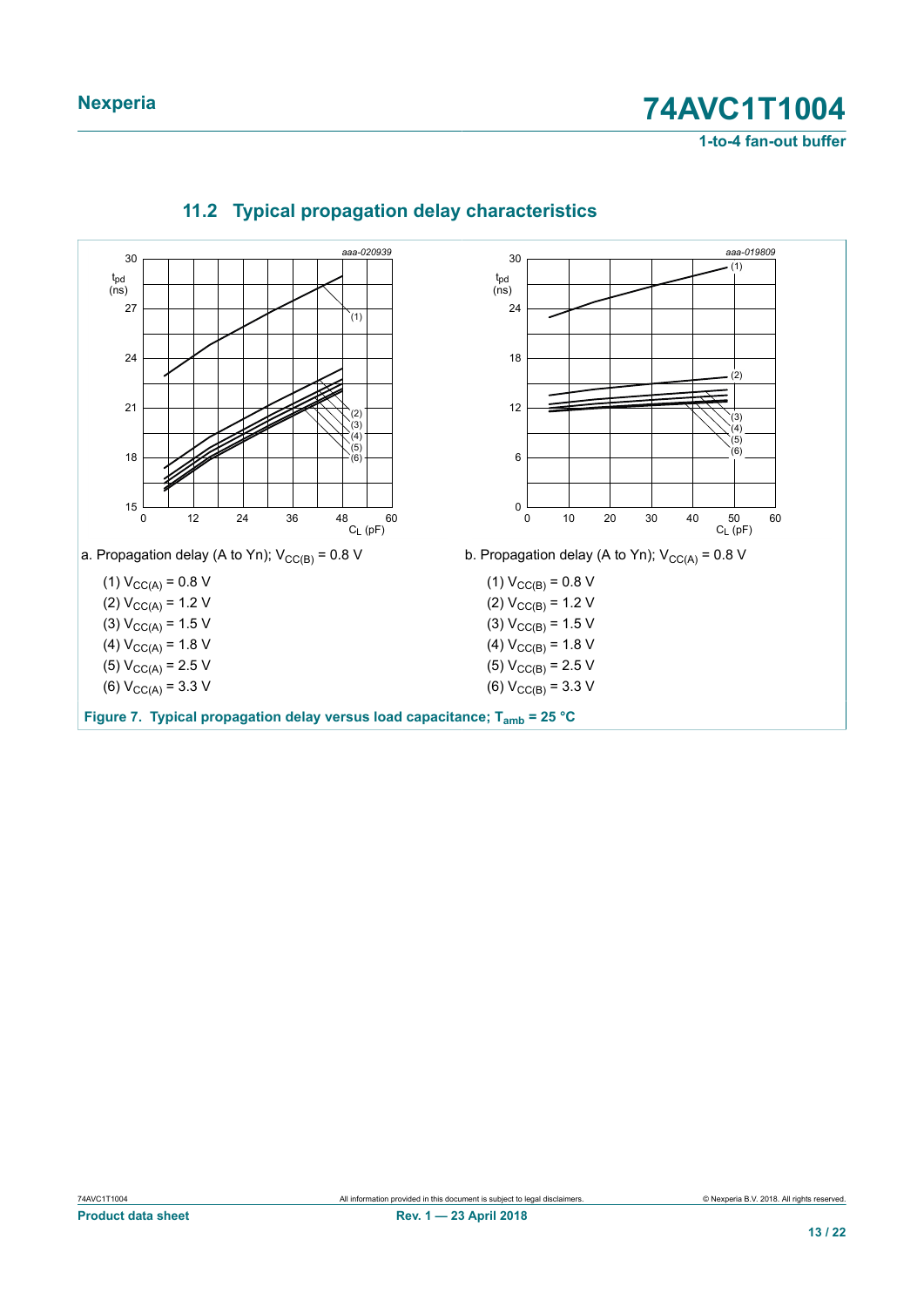## 11.2 Typical propagation delay characteristics

a. Propagation delay (A to Yn); $V_{CC(B)}$ = 0.8 V

(1) $V_{CC(A)}$ = 0.8 V

(2) $V_{CC(A)}$ = 1.2 V

(3) $V_{CC(A)}$ = 1.5 V

(4) $V_{CC(A)}$ = 1.8 V

(5) $V_{CC(A)}$ = 2.5 V

(6) $V_{CC(A)}$ = 3.3 V

b. Propagation delay (A to Yn); $V_{CC(A)}$ = 0.8 V

(1) $V_{CC(B)}$ = 0.8 V

(2) $V_{CC(B)}$ = 1.2 V

(3) $V_{CC(B)}$ = 1.5 V

(4) $V_{CC(B)}$ = 1.8 V

(5) $V_{CC(B)}$ = 2.5 V

(6) $V_{CC(B)}$ = 3.3 V

**Figure 7. Typical propagation delay versus load capacitance; $T_{amb}$ = 25 °C**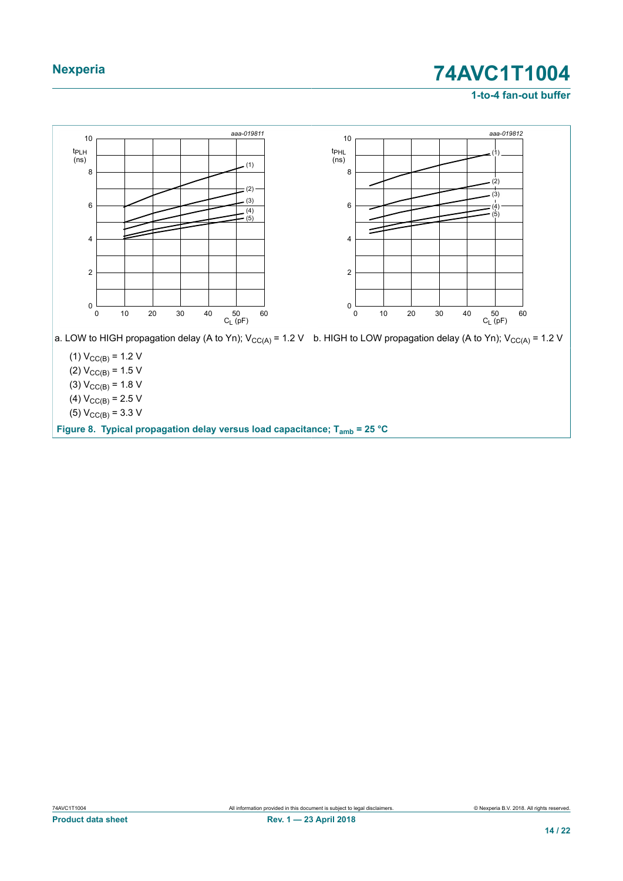a. LOW to HIGH propagation delay (A to Yn); $V_{CC(A)}$ = 1.2 V

b. HIGH to LOW propagation delay (A to Yn); $V_{CC(A)}$ = 1.2 V

(1) $V_{CC(B)}$ = 1.2 V

(2) $V_{CC(B)}$ = 1.5 V

(3) $V_{CC(B)}$ = 1.8 V

(4) $V_{CC(B)}$ = 2.5 V

(5) $V_{CC(B)}$ = 3.3 V

**Figure 8. Typical propagation delay versus load capacitance; $T_{amb}$ = 25 °C**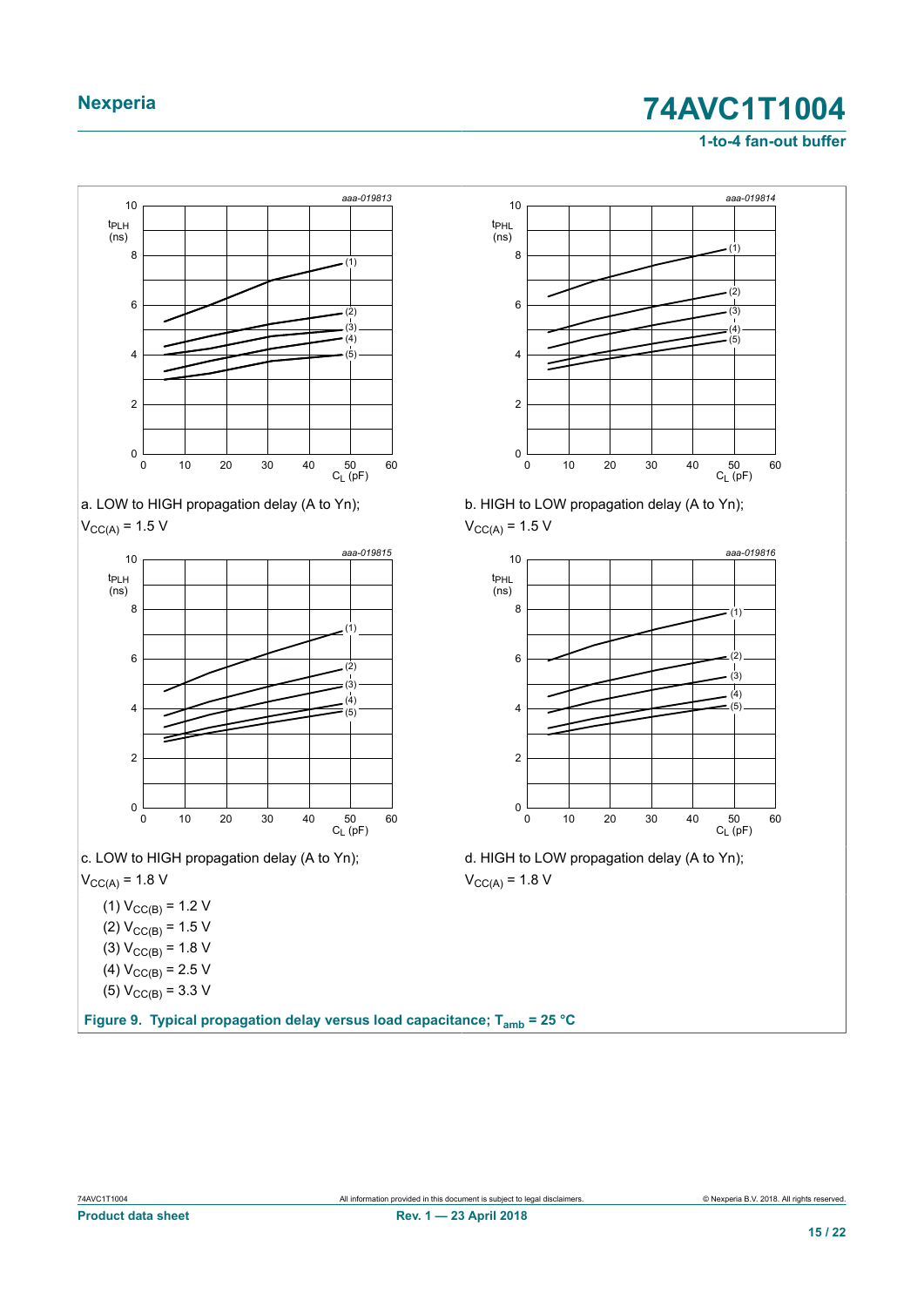a. LOW to HIGH propagation delay (A to Yn); $V_{CC(A)}$ = 1.5 V

b. HIGH to LOW propagation delay (A to Yn); $V_{CC(A)}$ = 1.5 V

c. LOW to HIGH propagation delay (A to Yn); $V_{CC(A)}$ = 1.8 V

d. HIGH to LOW propagation delay (A to Yn); $V_{CC(A)}$ = 1.8 V

(1) $V_{CC(B)}$ = 1.2 V

(2) $V_{CC(B)}$ = 1.5 V

(3) $V_{CC(B)}$ = 1.8 V

(4) $V_{CC(B)}$ = 2.5 V

(5) $V_{CC(B)}$ = 3.3 V

**Figure 9. Typical propagation delay versus load capacitance; $T_{amb}$ = 25 °C**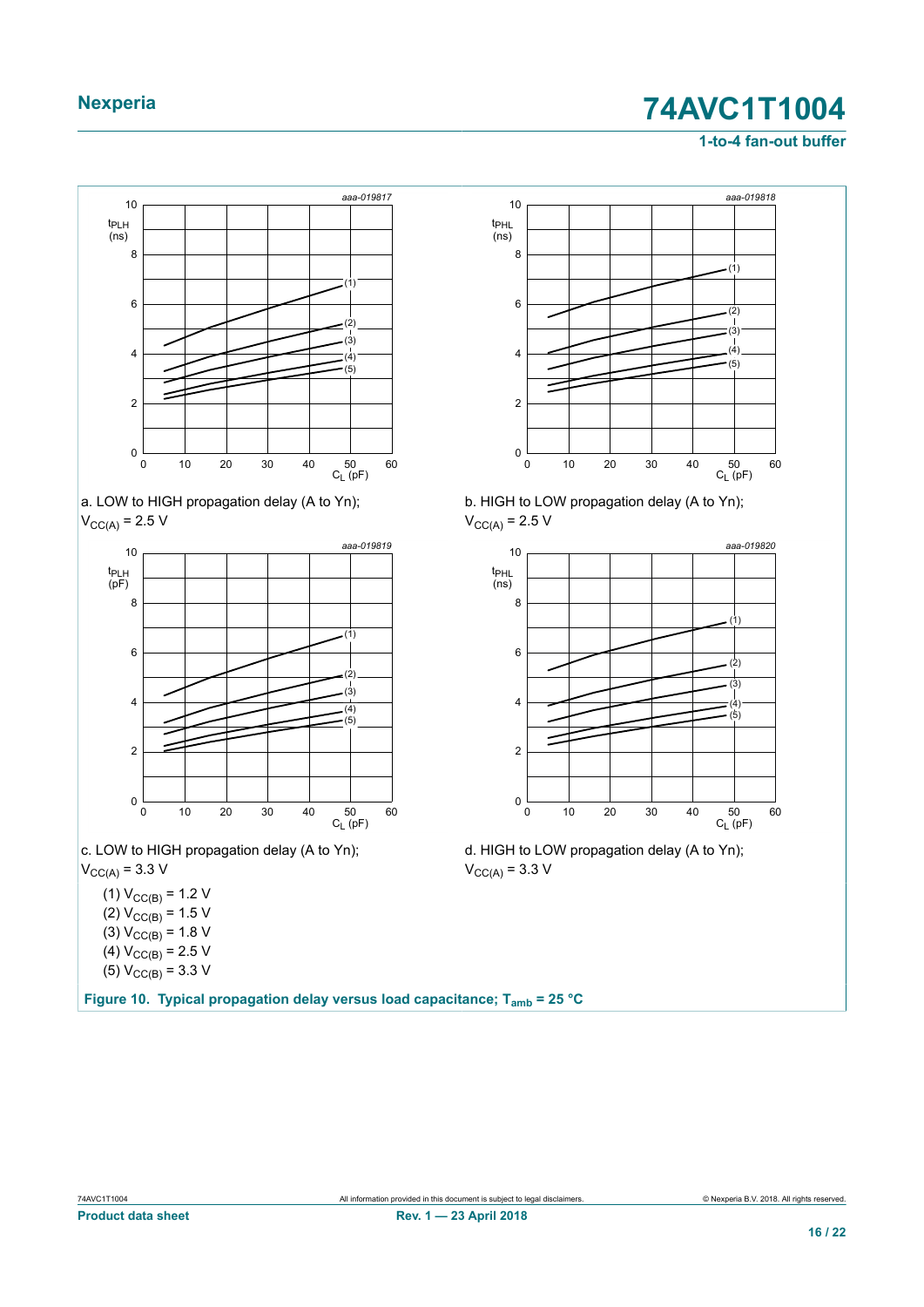a. LOW to HIGH propagation delay (A to Yn); $V_{CC(A)}$ = 2.5 V

b. HIGH to LOW propagation delay (A to Yn); $V_{CC(A)}$ = 2.5 V

c. LOW to HIGH propagation delay (A to Yn); $V_{CC(A)}$ = 3.3 V

d. HIGH to LOW propagation delay (A to Yn); $V_{CC(A)}$ = 3.3 V

(1) $V_{CC(B)}$ = 1.2 V
(2) $V_{CC(B)}$ = 1.5 V
(3) $V_{CC(B)}$ = 1.8 V
(4) $V_{CC(B)}$ = 2.5 V
(5) $V_{CC(B)}$ = 3.3 V

**Figure 10. Typical propagation delay versus load capacitance; $T_{amb}$ = 25 °C**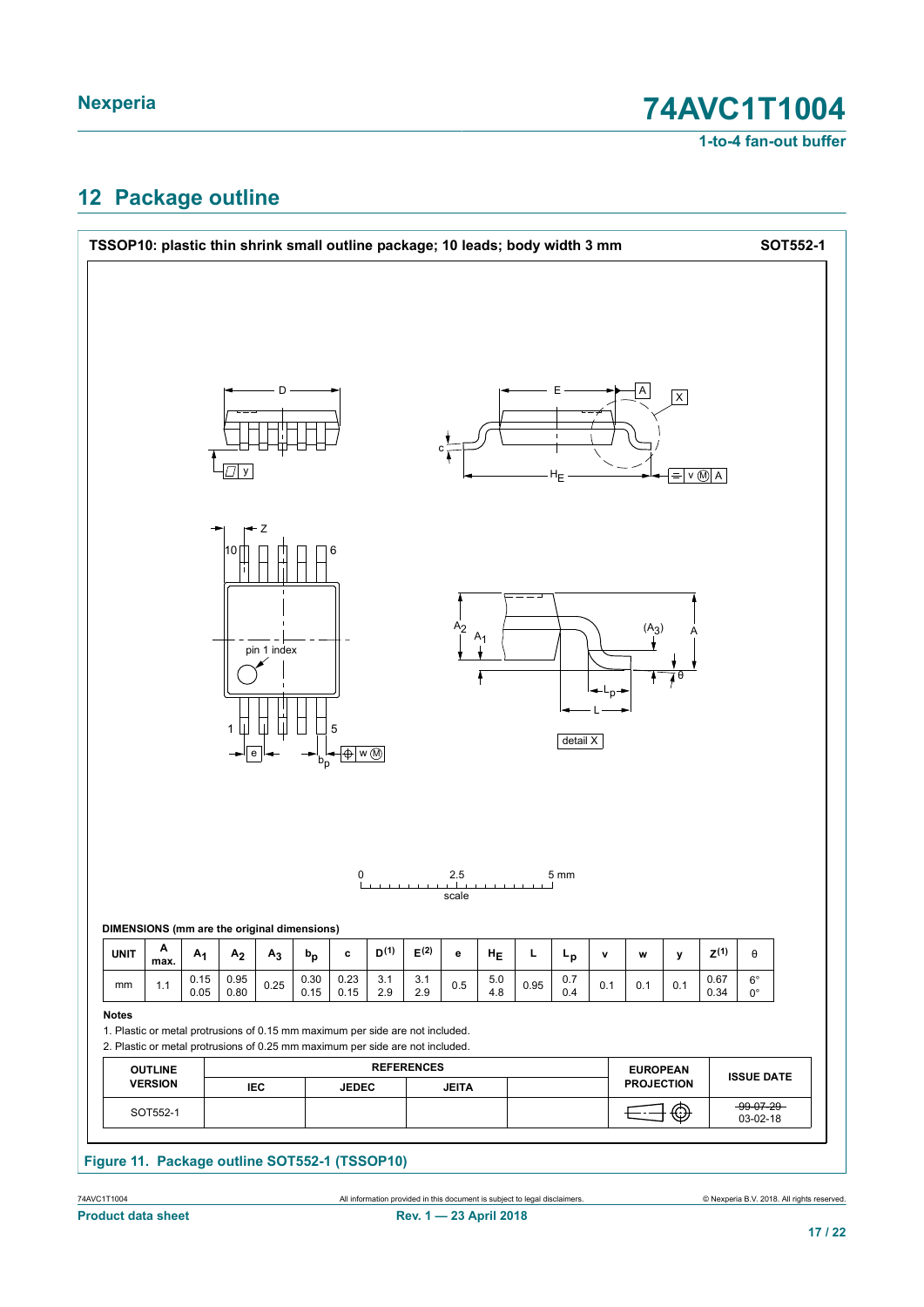## 12 Package outline

**TSSOP10: plastic thin shrink small outline package; 10 leads; body width 3 mm** **SOT552-1**

**DIMENSIONS (mm are the original dimensions)**

| UNIT | A max. | $A_1$ | $A_2$ | $A_3$ | $b_p$ | c | D[1] | E[2] | e | $H_E$ | L | $L_p$ | v | w | y | Z[1] | θ |
|---|---|---|---|---|---|---|---|---|---|---|---|---|---|---|---|---|---|
| mm | 1.1 | 0.15<br>0.05 | 0.95<br>0.80 | 0.25 | 0.30<br>0.15 | 0.23<br>0.15 | 3.1<br>2.9 | 3.1<br>2.9 | 0.5 | 5.0<br>4.8 | 0.95 | 0.7<br>0.4 | 0.1 | 0.1 | 0.1 | 0.67<br>0.34 | 6°<br>0° |

**Notes**

1. Plastic or metal protrusions of 0.15 mm maximum per side are not included.
2. Plastic or metal protrusions of 0.25 mm maximum per side are not included.

| OUTLINE VERSION | REFERENCES | | | | EUROPEAN PROJECTION | ISSUE DATE |
|---|---|---|---|---|---|---|
| | IEC | JEDEC | JEITA | | | |
| SOT552-1 | | | | | | ~~99-07-29~~<br>03-02-18 |

**Figure 11. Package outline SOT552-1 (TSSOP10)**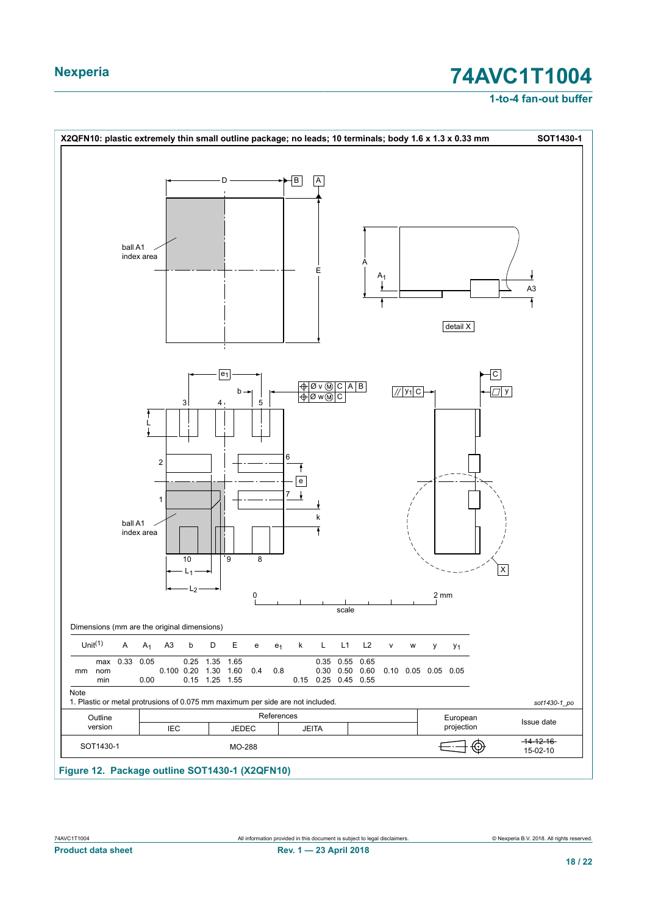X2QFN10: plastic extremely thin small outline package; no leads; 10 terminals; body 1.6 x 1.3 x 0.33 mm **SOT1430-1**

Dimensions (mm are the original dimensions)

| Unit(1) | | A | $A_1$ | A3 | b | D | E | e | $e_1$ | k | L | L1 | L2 | v | w | y | $y_1$ |
|---|---|---|---|---|---|---|---|---|---|---|---|---|---|---|---|---|---|
| mm | max | 0.33 | 0.05 | | 0.25 | 1.35 | 1.65 | | | | 0.35 | 0.55 | 0.65 | | | | |
| | nom | | | 0.100 | 0.20 | 1.30 | 1.60 | 0.4 | 0.8 | | 0.30 | 0.50 | 0.60 | 0.10 | 0.05 | 0.05 | 0.05 |
| | min | | 0.00 | | 0.15 | 1.25 | 1.55 | | | 0.15 | 0.25 | 0.45 | 0.55 | | | | |

Note

1. Plastic or metal protrusions of 0.075 mm maximum per side are not included.

*sot1430-1_po*

| Outline version | References | | | | European projection | Issue date |
|---|---|---|---|---|---|---|
| | IEC | JEDEC | JEITA | | | |
| SOT1430-1 | | MO-288 | | | | ~~14-12-16~~ 15-02-10 |

**Figure 12. Package outline SOT1430-1 (X2QFN10)**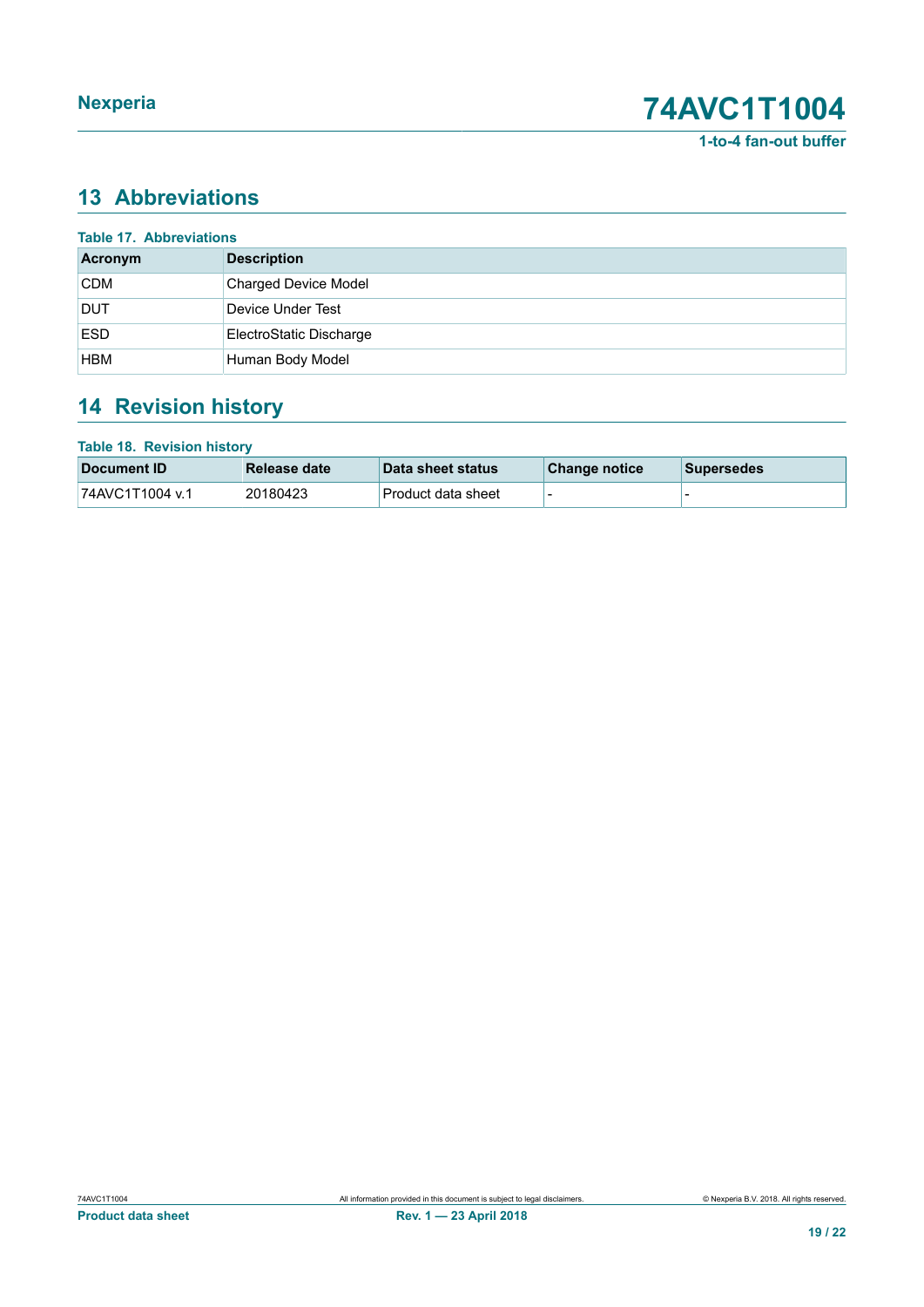## 13 Abbreviations

**Table 17. Abbreviations**

| Acronym | Description |
|---|---|
| CDM | Charged Device Model |
| DUT | Device Under Test |
| ESD | ElectroStatic Discharge |
| HBM | Human Body Model |

## 14 Revision history

**Table 18. Revision history**

| Document ID | Release date | Data sheet status | Change notice | Supersedes |
|---|---|---|---|---|
| 74AVC1T1004 v.1 | 20180423 | Product data sheet | - | - |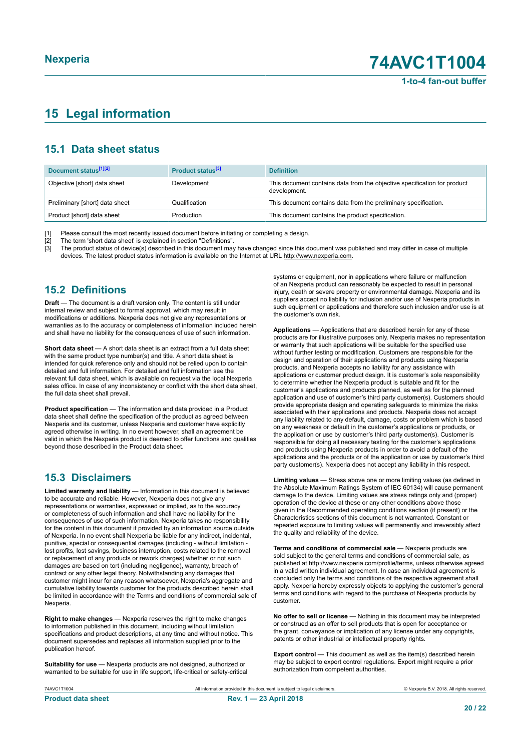## 15 Legal information

### 15.1 Data sheet status

| Document status[1][2] | Product status[3] | Definition |
|---|---|---|
| Objective [short] data sheet | Development | This document contains data from the objective specification for product development. |
| Preliminary [short] data sheet | Qualification | This document contains data from the preliminary specification. |
| Product [short] data sheet | Production | This document contains the product specification. |

[1] Please consult the most recently issued document before initiating or completing a design.
[2] The term 'short data sheet' is explained in section "Definitions".
[3] The product status of device(s) described in this document may have changed since this document was published and may differ in case of multiple devices. The latest product status information is available on the Internet at URL http://www.nexperia.com.

### 15.2 Definitions

**Draft** — The document is a draft version only. The content is still under internal review and subject to formal approval, which may result in modifications or additions. Nexperia does not give any representations or warranties as to the accuracy or completeness of information included herein and shall have no liability for the consequences of use of such information.

**Short data sheet** — A short data sheet is an extract from a full data sheet with the same product type number(s) and title. A short data sheet is intended for quick reference only and should not be relied upon to contain detailed and full information. For detailed and full information see the relevant full data sheet, which is available on request via the local Nexperia sales office. In case of any inconsistency or conflict with the short data sheet, the full data sheet shall prevail.

**Product specification** — The information and data provided in a Product data sheet shall define the specification of the product as agreed between Nexperia and its customer, unless Nexperia and customer have explicitly agreed otherwise in writing. In no event however, shall an agreement be valid in which the Nexperia product is deemed to offer functions and qualities beyond those described in the Product data sheet.

### 15.3 Disclaimers

**Limited warranty and liability** — Information in this document is believed to be accurate and reliable. However, Nexperia does not give any representations or warranties, expressed or implied, as to the accuracy or completeness of such information and shall have no liability for the consequences of use of such information. Nexperia takes no responsibility for the content in this document if provided by an information source outside of Nexperia. In no event shall Nexperia be liable for any indirect, incidental, punitive, special or consequential damages (including - without limitation - lost profits, lost savings, business interruption, costs related to the removal or replacement of any products or rework charges) whether or not such damages are based on tort (including negligence), warranty, breach of contract or any other legal theory. Notwithstanding any damages that customer might incur for any reason whatsoever, Nexperia's aggregate and cumulative liability towards customer for the products described herein shall be limited in accordance with the Terms and conditions of commercial sale of Nexperia.

**Right to make changes** — Nexperia reserves the right to make changes to information published in this document, including without limitation specifications and product descriptions, at any time and without notice. This document supersedes and replaces all information supplied prior to the publication hereof.

**Suitability for use** — Nexperia products are not designed, authorized or warranted to be suitable for use in life support, life-critical or safety-critical systems or equipment, nor in applications where failure or malfunction of an Nexperia product can reasonably be expected to result in personal injury, death or severe property or environmental damage. Nexperia and its suppliers accept no liability for inclusion and/or use of Nexperia products in such equipment or applications and therefore such inclusion and/or use is at the customer's own risk.

**Applications** — Applications that are described herein for any of these products are for illustrative purposes only. Nexperia makes no representation or warranty that such applications will be suitable for the specified use without further testing or modification. Customers are responsible for the design and operation of their applications and products using Nexperia products, and Nexperia accepts no liability for any assistance with applications or customer product design. It is customer's sole responsibility to determine whether the Nexperia product is suitable and fit for the customer's applications and products planned, as well as for the planned application and use of customer's third party customer(s). Customers should provide appropriate design and operating safeguards to minimize the risks associated with their applications and products. Nexperia does not accept any liability related to any default, damage, costs or problem which is based on any weakness or default in the customer's applications or products, or the application or use by customer's third party customer(s). Customer is responsible for doing all necessary testing for the customer's applications and products using Nexperia products in order to avoid a default of the applications and the products or of the application or use by customer's third party customer(s). Nexperia does not accept any liability in this respect.

**Limiting values** — Stress above one or more limiting values (as defined in the Absolute Maximum Ratings System of IEC 60134) will cause permanent damage to the device. Limiting values are stress ratings only and (proper) operation of the device at these or any other conditions above those given in the Recommended operating conditions section (if present) or the Characteristics sections of this document is not warranted. Constant or repeated exposure to limiting values will permanently and irreversibly affect the quality and reliability of the device.

**Terms and conditions of commercial sale** — Nexperia products are sold subject to the general terms and conditions of commercial sale, as published at http://www.nexperia.com/profile/terms, unless otherwise agreed in a valid written individual agreement. In case an individual agreement is concluded only the terms and conditions of the respective agreement shall apply. Nexperia hereby expressly objects to applying the customer's general terms and conditions with regard to the purchase of Nexperia products by customer.

**No offer to sell or license** — Nothing in this document may be interpreted or construed as an offer to sell products that is open for acceptance or the grant, conveyance or implication of any license under any copyrights, patents or other industrial or intellectual property rights.

**Export control** — This document as well as the item(s) described herein may be subject to export control regulations. Export might require a prior authorization from competent authorities.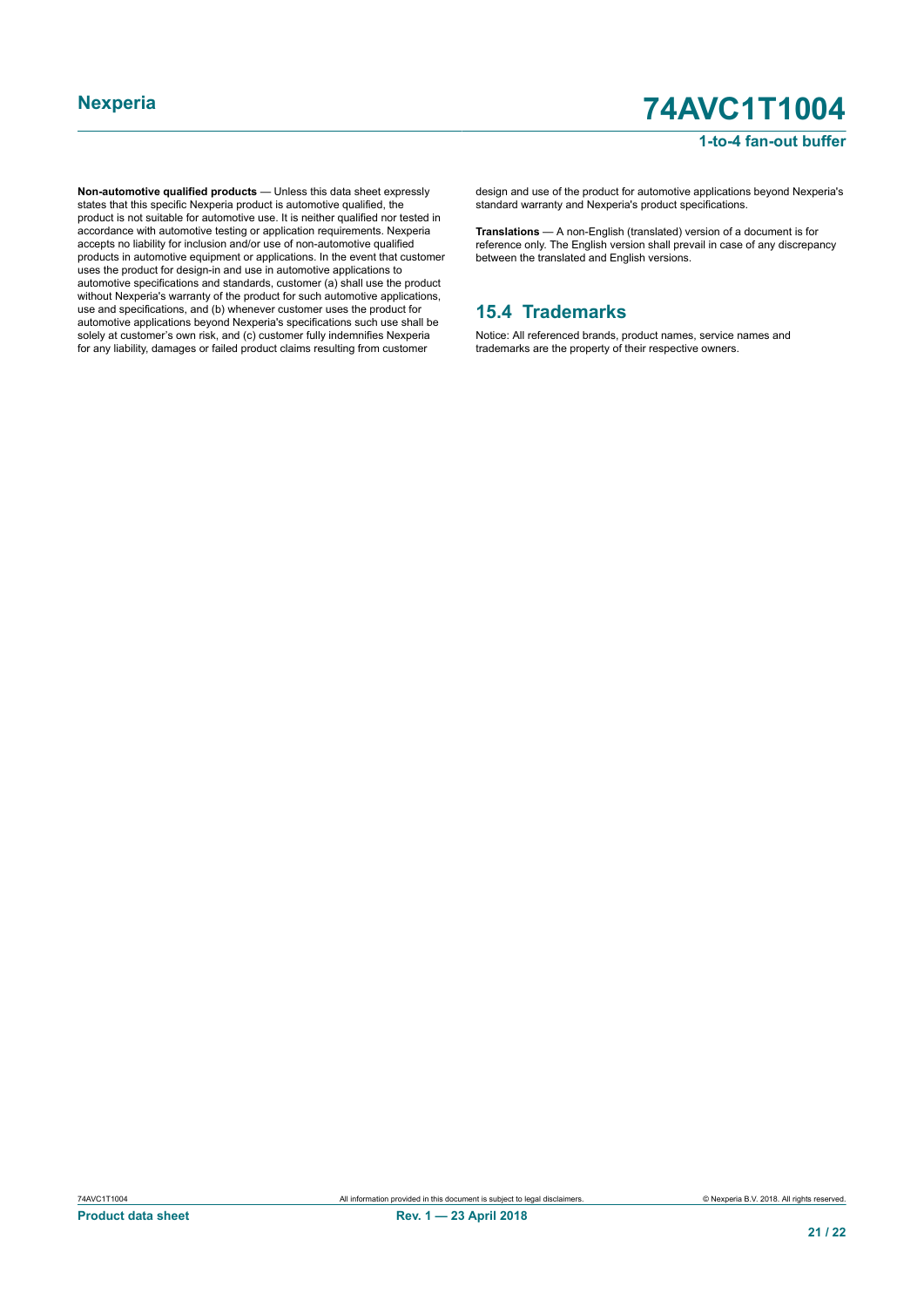**Non-automotive qualified products** — Unless this data sheet expressly states that this specific Nexperia product is automotive qualified, the product is not suitable for automotive use. It is neither qualified nor tested in accordance with automotive testing or application requirements. Nexperia accepts no liability for inclusion and/or use of non-automotive qualified products in automotive equipment or applications. In the event that customer uses the product for design-in and use in automotive applications to automotive specifications and standards, customer (a) shall use the product without Nexperia's warranty of the product for such automotive applications, use and specifications, and (b) whenever customer uses the product for automotive applications beyond Nexperia's specifications such use shall be solely at customer's own risk, and (c) customer fully indemnifies Nexperia for any liability, damages or failed product claims resulting from customer design and use of the product for automotive applications beyond Nexperia's standard warranty and Nexperia's product specifications.

**Translations** — A non-English (translated) version of a document is for reference only. The English version shall prevail in case of any discrepancy between the translated and English versions.

## 15.4 Trademarks

Notice: All referenced brands, product names, service names and trademarks are the property of their respective owners.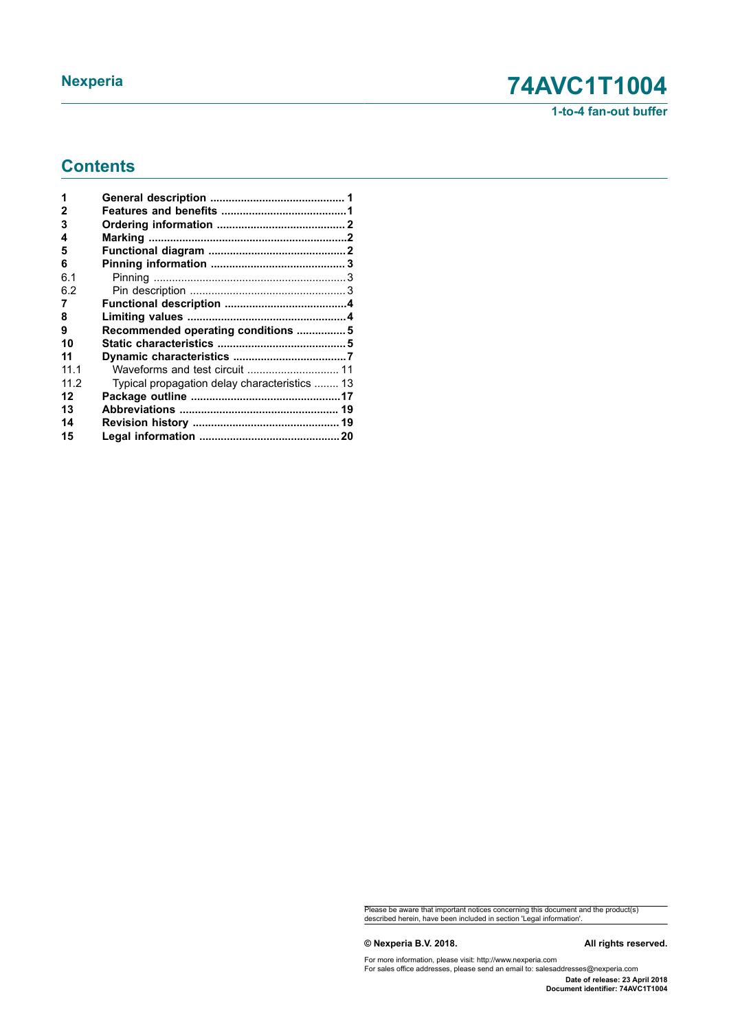## Contents

| | | |
|---|---|---|
| **1** | **General description** | **1** |
| **2** | **Features and benefits** | **1** |
| **3** | **Ordering information** | **2** |
| **4** | **Marking** | **2** |
| **5** | **Functional diagram** | **2** |
| **6** | **Pinning information** | **3** |
| 6.1 | Pinning | 3 |
| 6.2 | Pin description | 3 |
| **7** | **Functional description** | **4** |
| **8** | **Limiting values** | **4** |
| **9** | **Recommended operating conditions** | **5** |
| **10** | **Static characteristics** | **5** |
| **11** | **Dynamic characteristics** | **7** |
| 11.1 | Waveforms and test circuit | 11 |
| 11.2 | Typical propagation delay characteristics | 13 |
| **12** | **Package outline** | **17** |
| **13** | **Abbreviations** | **19** |
| **14** | **Revision history** | **19** |
| **15** | **Legal information** | **20** |

Please be aware that important notices concerning this document and the product(s) described herein, have been included in section 'Legal information'.

**© Nexperia B.V. 2018.** **All rights reserved.**

For more information, please visit: http://www.nexperia.com
For sales office addresses, please send an email to: salesaddresses@nexperia.com

**Date of release: 23 April 2018**
**Document identifier: 74AVC1T1004**